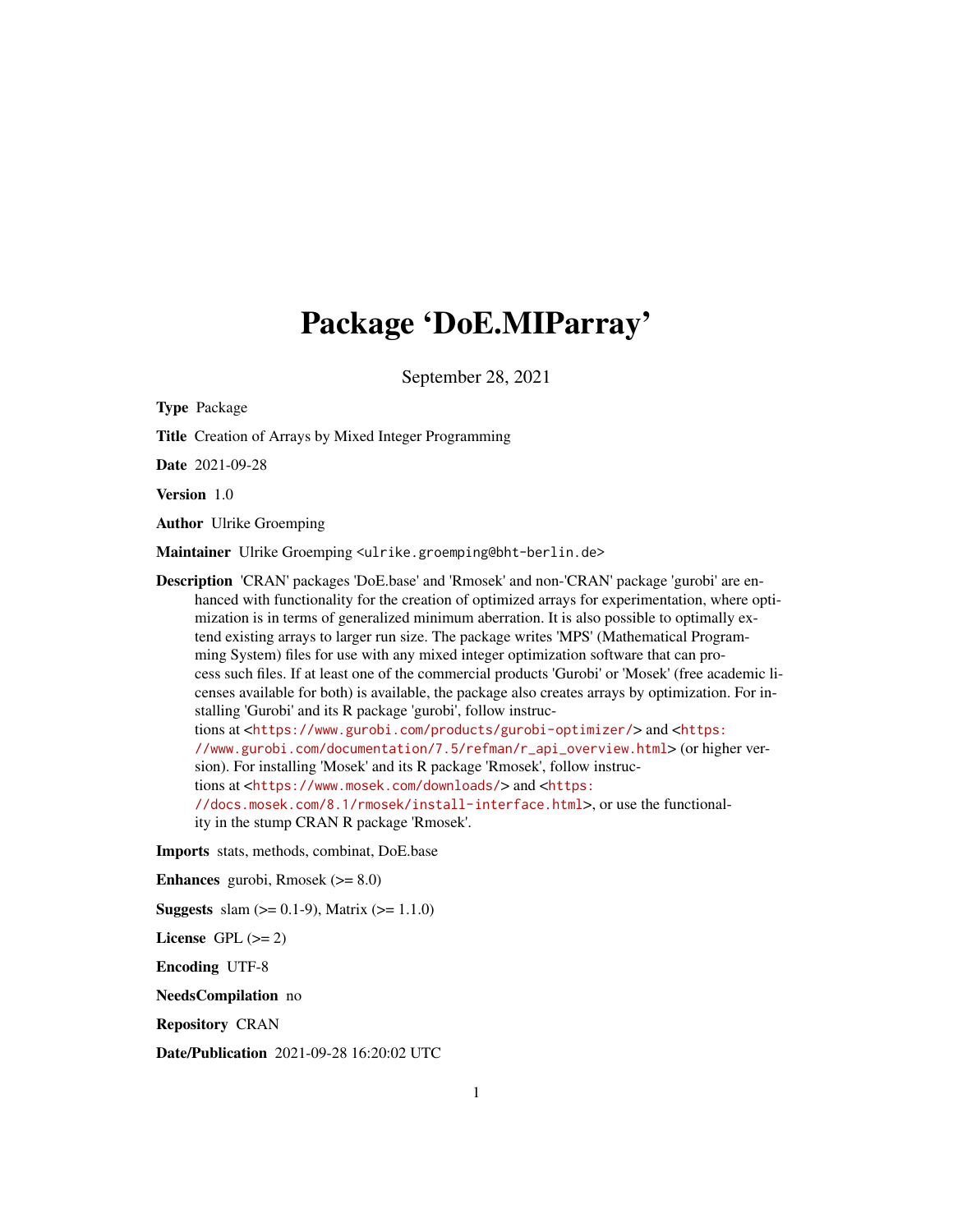# Package 'DoE.MIParray'

September 28, 2021

**Type** Package

**Title** Creation of Arrays by Mixed Integer Programming

**Date** 2021-09-28

**Version** 1.0

**Author** Ulrike Groemping

**Maintainer** Ulrike Groemping <ulrike.groemping@bht-berlin.de>

**Description** 'CRAN' packages 'DoE.base' and 'Rmosek' and non-'CRAN' package 'gurobi' are enhanced with functionality for the creation of optimized arrays for experimentation, where optimization is in terms of generalized minimum aberration. It is also possible to optimally extend existing arrays to larger run size. The package writes 'MPS' (Mathematical Programming System) files for use with any mixed integer optimization software that can process such files. If at least one of the commercial products 'Gurobi' or 'Mosek' (free academic licenses available for both) is available, the package also creates arrays by optimization. For installing 'Gurobi' and its R package 'gurobi', follow instructions at <https://www.gurobi.com/products/gurobi-optimizer/> and <https://www.gurobi.com/documentation/7.5/refman/r_api_overview.html> (or higher version). For installing 'Mosek' and its R package 'Rmosek', follow instructions at <https://www.mosek.com/downloads/> and <https://docs.mosek.com/8.1/rmosek/install-interface.html>, or use the functionality in the stump CRAN R package 'Rmosek'.

**Imports** stats, methods, combinat, DoE.base

**Enhances** gurobi, Rmosek (>= 8.0)

**Suggests** slam (>= 0.1-9), Matrix (>= 1.1.0)

**License** GPL (>= 2)

**Encoding** UTF-8

**NeedsCompilation** no

**Repository** CRAN

**Date/Publication** 2021-09-28 16:20:02 UTC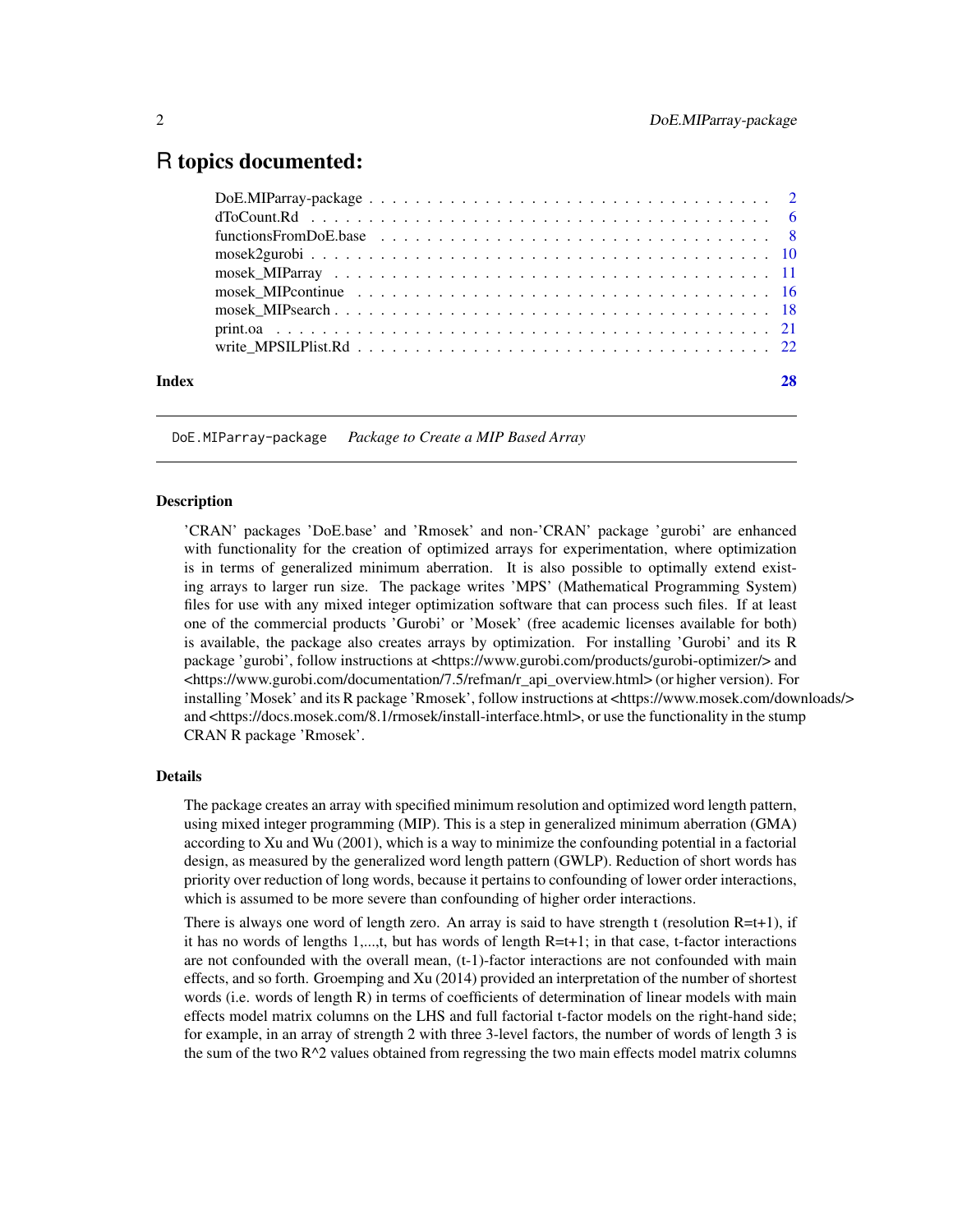# R topics documented:

| | |
|---|---|
| DoE.MIParray-package | 2 |
| dToCount.Rd | 6 |
| functionsFromDoE.base | 8 |
| mosek2gurobi | 10 |
| mosek_MIParray | 11 |
| mosek_MIPcontinue | 16 |
| mosek_MIPsearch | 18 |
| print.oa | 21 |
| write_MPSILPlist.Rd | 22 |
| **Index** | **28** |

---

`DoE.MIParray-package` *Package to Create a MIP Based Array*

---

### Description

'CRAN' packages 'DoE.base' and 'Rmosek' and non-'CRAN' package 'gurobi' are enhanced with functionality for the creation of optimized arrays for experimentation, where optimization is in terms of generalized minimum aberration. It is also possible to optimally extend existing arrays to larger run size. The package writes 'MPS' (Mathematical Programming System) files for use with any mixed integer optimization software that can process such files. If at least one of the commercial products 'Gurobi' or 'Mosek' (free academic licenses available for both) is available, the package also creates arrays by optimization. For installing 'Gurobi' and its R package 'gurobi', follow instructions at <https://www.gurobi.com/products/gurobi-optimizer/> and <https://www.gurobi.com/documentation/7.5/refman/r_api_overview.html> (or higher version). For installing 'Mosek' and its R package 'Rmosek', follow instructions at <https://www.mosek.com/downloads/> and <https://docs.mosek.com/8.1/rmosek/install-interface.html>, or use the functionality in the stump CRAN R package 'Rmosek'.

### Details

The package creates an array with specified minimum resolution and optimized word length pattern, using mixed integer programming (MIP). This is a step in generalized minimum aberration (GMA) according to Xu and Wu (2001), which is a way to minimize the confounding potential in a factorial design, as measured by the generalized word length pattern (GWLP). Reduction of short words has priority over reduction of long words, because it pertains to confounding of lower order interactions, which is assumed to be more severe than confounding of higher order interactions.

There is always one word of length zero. An array is said to have strength t (resolution R=t+1), if it has no words of lengths 1,...,t, but has words of length R=t+1; in that case, t-factor interactions are not confounded with the overall mean, (t-1)-factor interactions are not confounded with main effects, and so forth. Groemping and Xu (2014) provided an interpretation of the number of shortest words (i.e. words of length R) in terms of coefficients of determination of linear models with main effects model matrix columns on the LHS and full factorial t-factor models on the right-hand side; for example, in an array of strength 2 with three 3-level factors, the number of words of length 3 is the sum of the two R^2 values obtained from regressing the two main effects model matrix columns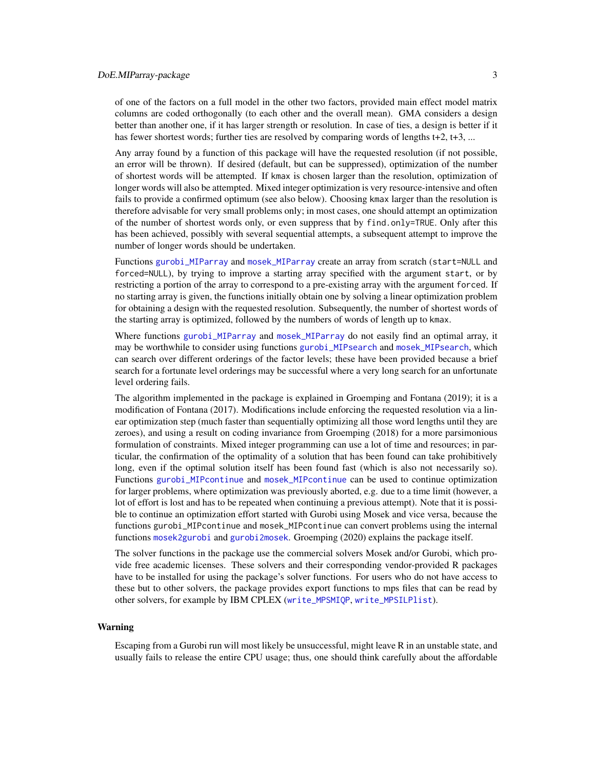of one of the factors on a full model in the other two factors, provided main effect model matrix columns are coded orthogonally (to each other and the overall mean). GMA considers a design better than another one, if it has larger strength or resolution. In case of ties, a design is better if it has fewer shortest words; further ties are resolved by comparing words of lengths t+2, t+3, ...

Any array found by a function of this package will have the requested resolution (if not possible, an error will be thrown). If desired (default, but can be suppressed), optimization of the number of shortest words will be attempted. If `kmax` is chosen larger than the resolution, optimization of longer words will also be attempted. Mixed integer optimization is very resource-intensive and often fails to provide a confirmed optimum (see also below). Choosing `kmax` larger than the resolution is therefore advisable for very small problems only; in most cases, one should attempt an optimization of the number of shortest words only, or even suppress that by `find.only=TRUE`. Only after this has been achieved, possibly with several sequential attempts, a subsequent attempt to improve the number of longer words should be undertaken.

Functions `gurobi_MIParray` and `mosek_MIParray` create an array from scratch (`start=NULL` and `forced=NULL`), by trying to improve a starting array specified with the argument `start`, or by restricting a portion of the array to correspond to a pre-existing array with the argument `forced`. If no starting array is given, the functions initially obtain one by solving a linear optimization problem for obtaining a design with the requested resolution. Subsequently, the number of shortest words of the starting array is optimized, followed by the numbers of words of length up to `kmax`.

Where functions `gurobi_MIParray` and `mosek_MIParray` do not easily find an optimal array, it may be worthwhile to consider using functions `gurobi_MIPsearch` and `mosek_MIPsearch`, which can search over different orderings of the factor levels; these have been provided because a brief search for a fortunate level orderings may be successful where a very long search for an unfortunate level ordering fails.

The algorithm implemented in the package is explained in Groemping and Fontana (2019); it is a modification of Fontana (2017). Modifications include enforcing the requested resolution via a linear optimization step (much faster than sequentially optimizing all those word lengths until they are zeroes), and using a result on coding invariance from Groemping (2018) for a more parsimonious formulation of constraints. Mixed integer programming can use a lot of time and resources; in particular, the confirmation of the optimality of a solution that has been found can take prohibitively long, even if the optimal solution itself has been found fast (which is also not necessarily so). Functions `gurobi_MIPcontinue` and `mosek_MIPcontinue` can be used to continue optimization for larger problems, where optimization was previously aborted, e.g. due to a time limit (however, a lot of effort is lost and has to be repeated when continuing a previous attempt). Note that it is possible to continue an optimization effort started with Gurobi using Mosek and vice versa, because the functions `gurobi_MIPcontinue` and `mosek_MIPcontinue` can convert problems using the internal functions `mosek2gurobi` and `gurobi2mosek`. Groemping (2020) explains the package itself.

The solver functions in the package use the commercial solvers Mosek and/or Gurobi, which provide free academic licenses. These solvers and their corresponding vendor-provided R packages have to be installed for using the package's solver functions. For users who do not have access to these but to other solvers, the package provides export functions to mps files that can be read by other solvers, for example by IBM CPLEX (`write_MPSMIQP`, `write_MPSILPlist`).

## Warning

Escaping from a Gurobi run will most likely be unsuccessful, might leave R in an unstable state, and usually fails to release the entire CPU usage; thus, one should think carefully about the affordable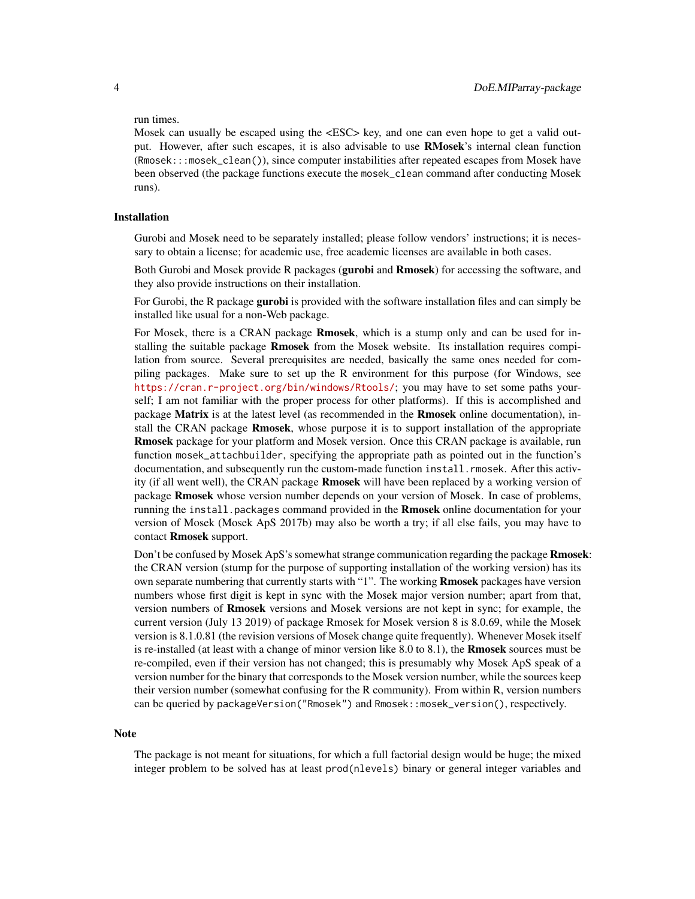run times.

Mosek can usually be escaped using the <ESC> key, and one can even hope to get a valid output. However, after such escapes, it is also advisable to use **RMosek**'s internal clean function (`Rmosek:::mosek_clean()`), since computer instabilities after repeated escapes from Mosek have been observed (the package functions execute the `mosek_clean` command after conducting Mosek runs).

### Installation

Gurobi and Mosek need to be separately installed; please follow vendors' instructions; it is necessary to obtain a license; for academic use, free academic licenses are available in both cases.

Both Gurobi and Mosek provide R packages (**gurobi** and **Rmosek**) for accessing the software, and they also provide instructions on their installation.

For Gurobi, the R package **gurobi** is provided with the software installation files and can simply be installed like usual for a non-Web package.

For Mosek, there is a CRAN package **Rmosek**, which is a stump only and can be used for installing the suitable package **Rmosek** from the Mosek website. Its installation requires compilation from source. Several prerequisites are needed, basically the same ones needed for compiling packages. Make sure to set up the R environment for this purpose (for Windows, see https://cran.r-project.org/bin/windows/Rtools/; you may have to set some paths yourself; I am not familiar with the proper process for other platforms). If this is accomplished and package **Matrix** is at the latest level (as recommended in the **Rmosek** online documentation), install the CRAN package **Rmosek**, whose purpose it is to support installation of the appropriate **Rmosek** package for your platform and Mosek version. Once this CRAN package is available, run function `mosek_attachbuilder`, specifying the appropriate path as pointed out in the function's documentation, and subsequently run the custom-made function `install.rmosek`. After this activity (if all went well), the CRAN package **Rmosek** will have been replaced by a working version of package **Rmosek** whose version number depends on your version of Mosek. In case of problems, running the `install.packages` command provided in the **Rmosek** online documentation for your version of Mosek (Mosek ApS 2017b) may also be worth a try; if all else fails, you may have to contact **Rmosek** support.

Don't be confused by Mosek ApS's somewhat strange communication regarding the package **Rmosek**: the CRAN version (stump for the purpose of supporting installation of the working version) has its own separate numbering that currently starts with "1". The working **Rmosek** packages have version numbers whose first digit is kept in sync with the Mosek major version number; apart from that, version numbers of **Rmosek** versions and Mosek versions are not kept in sync; for example, the current version (July 13 2019) of package Rmosek for Mosek version 8 is 8.0.69, while the Mosek version is 8.1.0.81 (the revision versions of Mosek change quite frequently). Whenever Mosek itself is re-installed (at least with a change of minor version like 8.0 to 8.1), the **Rmosek** sources must be re-compiled, even if their version has not changed; this is presumably why Mosek ApS speak of a version number for the binary that corresponds to the Mosek version number, while the sources keep their version number (somewhat confusing for the R community). From within R, version numbers can be queried by `packageVersion("Rmosek")` and `Rmosek::mosek_version()`, respectively.

### Note

The package is not meant for situations, for which a full factorial design would be huge; the mixed integer problem to be solved has at least `prod(nlevels)` binary or general integer variables and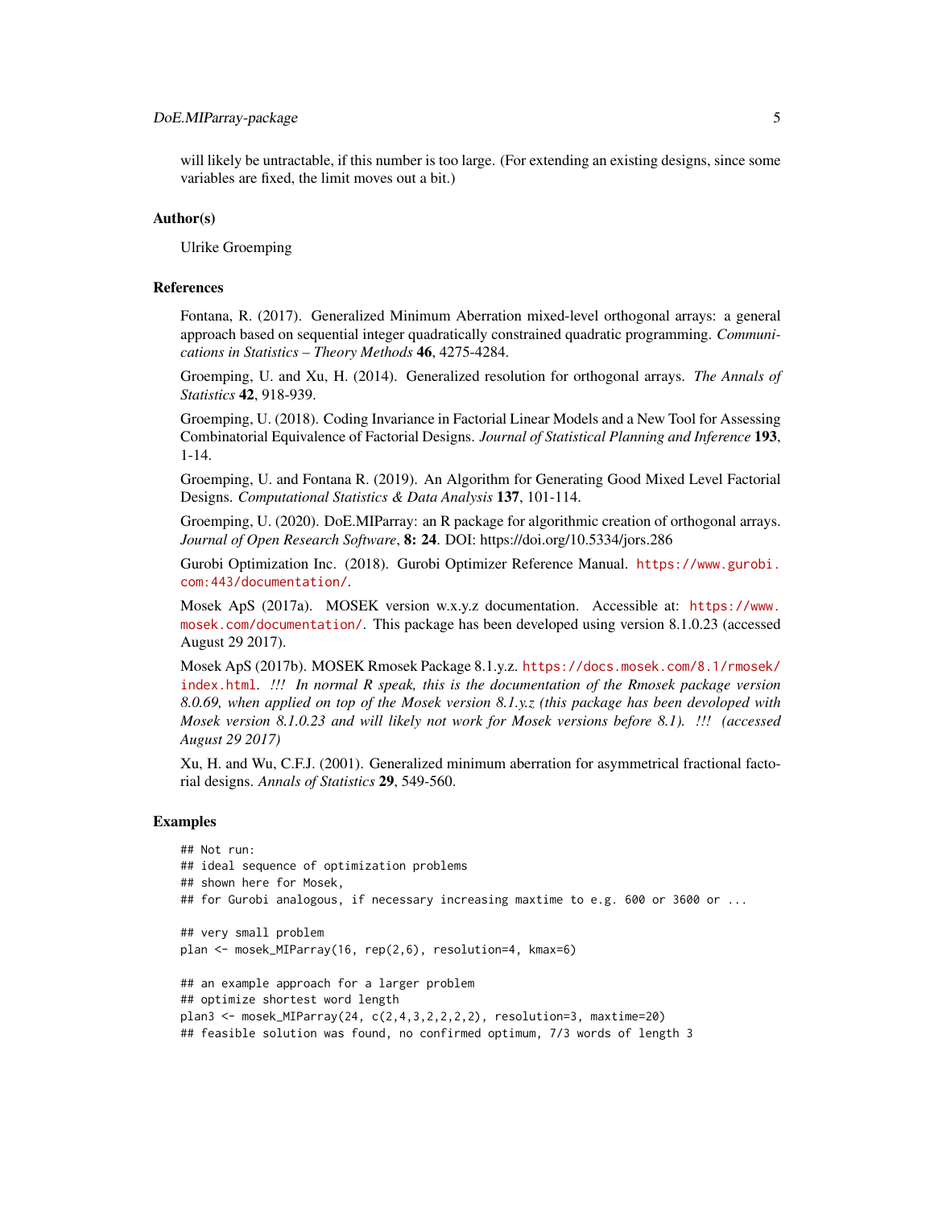will likely be untractable, if this number is too large. (For extending an existing designs, since some variables are fixed, the limit moves out a bit.)

## Author(s)

Ulrike Groemping

## References

Fontana, R. (2017). Generalized Minimum Aberration mixed-level orthogonal arrays: a general approach based on sequential integer quadratically constrained quadratic programming. *Communications in Statistics – Theory Methods* **46**, 4275-4284.

Groemping, U. and Xu, H. (2014). Generalized resolution for orthogonal arrays. *The Annals of Statistics* **42**, 918-939.

Groemping, U. (2018). Coding Invariance in Factorial Linear Models and a New Tool for Assessing Combinatorial Equivalence of Factorial Designs. *Journal of Statistical Planning and Inference* **193**, 1-14.

Groemping, U. and Fontana R. (2019). An Algorithm for Generating Good Mixed Level Factorial Designs. *Computational Statistics & Data Analysis* **137**, 101-114.

Groemping, U. (2020). DoE.MIParray: an R package for algorithmic creation of orthogonal arrays. *Journal of Open Research Software*, **8: 24**. DOI: https://doi.org/10.5334/jors.286

Gurobi Optimization Inc. (2018). Gurobi Optimizer Reference Manual. https://www.gurobi.com:443/documentation/.

Mosek ApS (2017a). MOSEK version w.x.y.z documentation. Accessible at: https://www.mosek.com/documentation/. This package has been developed using version 8.1.0.23 (accessed August 29 2017).

Mosek ApS (2017b). MOSEK Rmosek Package 8.1.y.z. https://docs.mosek.com/8.1/rmosek/index.html. *!!! In normal R speak, this is the documentation of the Rmosek package version 8.0.69, when applied on top of the Mosek version 8.1.y.z (this package has been devoloped with Mosek version 8.1.0.23 and will likely not work for Mosek versions before 8.1). !!! (accessed August 29 2017)*

Xu, H. and Wu, C.F.J. (2001). Generalized minimum aberration for asymmetrical fractional factorial designs. *Annals of Statistics* **29**, 549-560.

## Examples

```
## Not run:
## ideal sequence of optimization problems
## shown here for Mosek,
## for Gurobi analogous, if necessary increasing maxtime to e.g. 600 or 3600 or ...

## very small problem
plan <- mosek_MIParray(16, rep(2,6), resolution=4, kmax=6)

## an example approach for a larger problem
## optimize shortest word length
plan3 <- mosek_MIParray(24, c(2,4,3,2,2,2,2), resolution=3, maxtime=20)
## feasible solution was found, no confirmed optimum, 7/3 words of length 3
```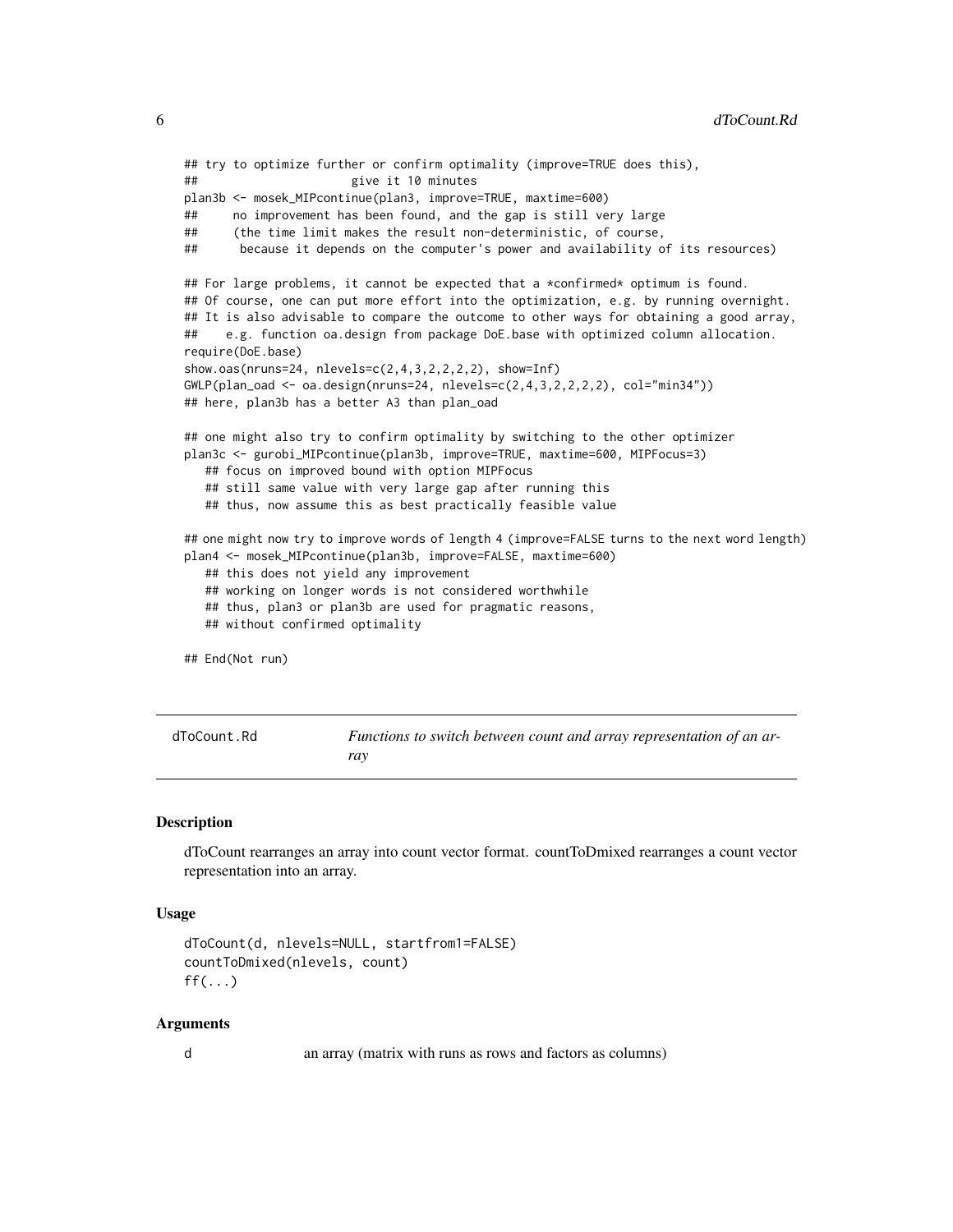```
## try to optimize further or confirm optimality (improve=TRUE does this),
##                     give it 10 minutes
plan3b <- mosek_MIPcontinue(plan3, improve=TRUE, maxtime=600)
##     no improvement has been found, and the gap is still very large
##     (the time limit makes the result non-deterministic, of course,
##      because it depends on the computer's power and availability of its resources)

## For large problems, it cannot be expected that a *confirmed* optimum is found.
## Of course, one can put more effort into the optimization, e.g. by running overnight.
## It is also advisable to compare the outcome to other ways for obtaining a good array,
##    e.g. function oa.design from package DoE.base with optimized column allocation.
require(DoE.base)
show.oas(nruns=24, nlevels=c(2,4,3,2,2,2,2), show=Inf)
GWLP(plan_oad <- oa.design(nruns=24, nlevels=c(2,4,3,2,2,2,2), col="min34"))
## here, plan3b has a better A3 than plan_oad

## one might also try to confirm optimality by switching to the other optimizer
plan3c <- gurobi_MIPcontinue(plan3b, improve=TRUE, maxtime=600, MIPFocus=3)
   ## focus on improved bound with option MIPFocus
   ## still same value with very large gap after running this
   ## thus, now assume this as best practically feasible value

## one might now try to improve words of length 4 (improve=FALSE turns to the next word length)
plan4 <- mosek_MIPcontinue(plan3b, improve=FALSE, maxtime=600)
   ## this does not yield any improvement
   ## working on longer words is not considered worthwhile
   ## thus, plan3 or plan3b are used for pragmatic reasons,
   ## without confirmed optimality

## End(Not run)
```

---

dToCount.Rd *Functions to switch between count and array representation of an array*

---

### Description

dToCount rearranges an array into count vector format. countToDmixed rearranges a count vector representation into an array.

### Usage

```
dToCount(d, nlevels=NULL, startfrom1=FALSE)
countToDmixed(nlevels, count)
ff(...)
```

### Arguments

d    an array (matrix with runs as rows and factors as columns)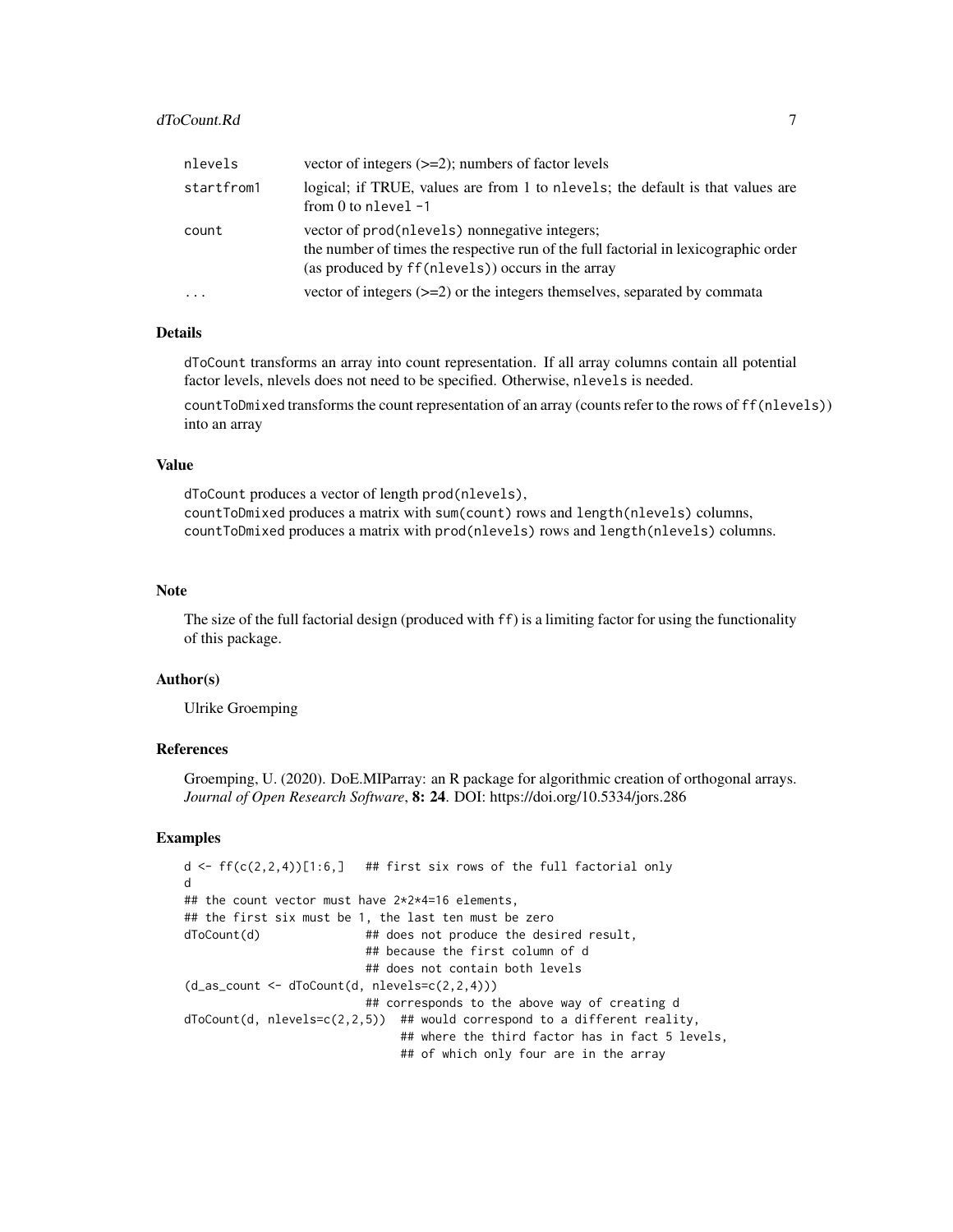| | |
|---|---|
| `nlevels` | vector of integers (>=2); numbers of factor levels |
| `startfrom1` | logical; if TRUE, values are from 1 to `nlevels`; the default is that values are from 0 to `nlevel -1` |
| `count` | vector of `prod(nlevels)` nonnegative integers; the number of times the respective run of the full factorial in lexicographic order (as produced by `ff(nlevels)`) occurs in the array |
| `...` | vector of integers (>=2) or the integers themselves, separated by commata |

### Details

`dToCount` transforms an array into count representation. If all array columns contain all potential factor levels, nlevels does not need to be specified. Otherwise, `nlevels` is needed.

`countToDmixed` transforms the count representation of an array (counts refer to the rows of `ff(nlevels)`) into an array

### Value

`dToCount` produces a vector of length `prod(nlevels)`,
`countToDmixed` produces a matrix with `sum(count)` rows and `length(nlevels)` columns,
`countToDmixed` produces a matrix with `prod(nlevels)` rows and `length(nlevels)` columns.

### Note

The size of the full factorial design (produced with `ff`) is a limiting factor for using the functionality of this package.

### Author(s)

Ulrike Groemping

### References

Groemping, U. (2020). DoE.MIParray: an R package for algorithmic creation of orthogonal arrays. *Journal of Open Research Software*, **8: 24**. DOI: https://doi.org/10.5334/jors.286

### Examples

```
d <- ff(c(2,2,4))[1:6,]   ## first six rows of the full factorial only
d
## the count vector must have 2*2*4=16 elements,
## the first six must be 1, the last ten must be zero
dToCount(d)              ## does not produce the desired result,
                         ## because the first column of d
                         ## does not contain both levels
(d_as_count <- dToCount(d, nlevels=c(2,2,4)))
                         ## corresponds to the above way of creating d
dToCount(d, nlevels=c(2,2,5))  ## would correspond to a different reality,
                               ## where the third factor has in fact 5 levels,
                               ## of which only four are in the array
```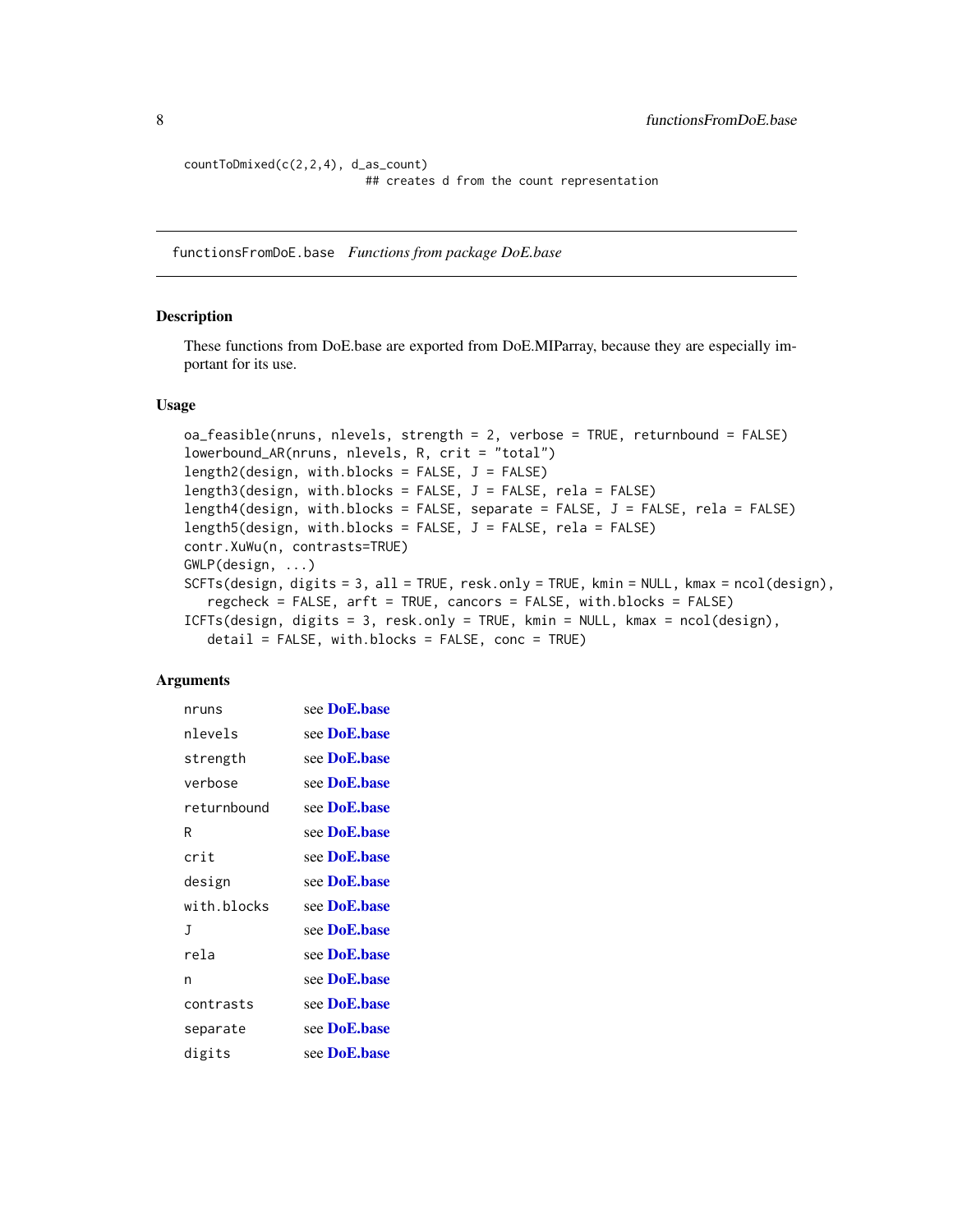```
countToDmixed(c(2,2,4), d_as_count)
                          ## creates d from the count representation
```

## functionsFromDoE.base    *Functions from package DoE.base*

### Description

These functions from DoE.base are exported from DoE.MIParray, because they are especially important for its use.

### Usage

```
oa_feasible(nruns, nlevels, strength = 2, verbose = TRUE, returnbound = FALSE)
lowerbound_AR(nruns, nlevels, R, crit = "total")
length2(design, with.blocks = FALSE, J = FALSE)
length3(design, with.blocks = FALSE, J = FALSE, rela = FALSE)
length4(design, with.blocks = FALSE, separate = FALSE, J = FALSE, rela = FALSE)
length5(design, with.blocks = FALSE, J = FALSE, rela = FALSE)
contr.XuWu(n, contrasts=TRUE)
GWLP(design, ...)
SCFTs(design, digits = 3, all = TRUE, resk.only = TRUE, kmin = NULL, kmax = ncol(design),
   regcheck = FALSE, arft = TRUE, cancors = FALSE, with.blocks = FALSE)
ICFTs(design, digits = 3, resk.only = TRUE, kmin = NULL, kmax = ncol(design),
   detail = FALSE, with.blocks = FALSE, conc = TRUE)
```

### Arguments

| | |
|---|---|
| nruns | see **DoE.base** |
| nlevels | see **DoE.base** |
| strength | see **DoE.base** |
| verbose | see **DoE.base** |
| returnbound | see **DoE.base** |
| R | see **DoE.base** |
| crit | see **DoE.base** |
| design | see **DoE.base** |
| with.blocks | see **DoE.base** |
| J | see **DoE.base** |
| rela | see **DoE.base** |
| n | see **DoE.base** |
| contrasts | see **DoE.base** |
| separate | see **DoE.base** |
| digits | see **DoE.base** |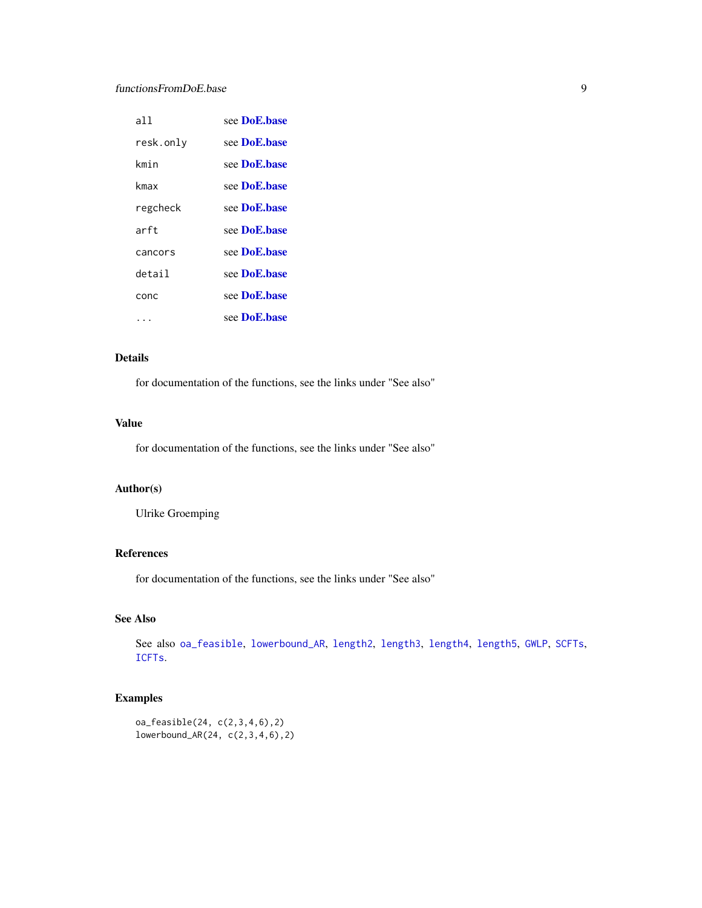| | |
|---|---|
| `all` | see **DoE.base** |
| `resk.only` | see **DoE.base** |
| `kmin` | see **DoE.base** |
| `kmax` | see **DoE.base** |
| `regcheck` | see **DoE.base** |
| `arft` | see **DoE.base** |
| `cancors` | see **DoE.base** |
| `detail` | see **DoE.base** |
| `conc` | see **DoE.base** |
| `...` | see **DoE.base** |

## Details

for documentation of the functions, see the links under "See also"

## Value

for documentation of the functions, see the links under "See also"

## Author(s)

Ulrike Groemping

## References

for documentation of the functions, see the links under "See also"

## See Also

See also `oa_feasible`, `lowerbound_AR`, `length2`, `length3`, `length4`, `length5`, `GWLP`, `SCFTs`, `ICFTs`.

## Examples

```
oa_feasible(24, c(2,3,4,6),2)
lowerbound_AR(24, c(2,3,4,6),2)
```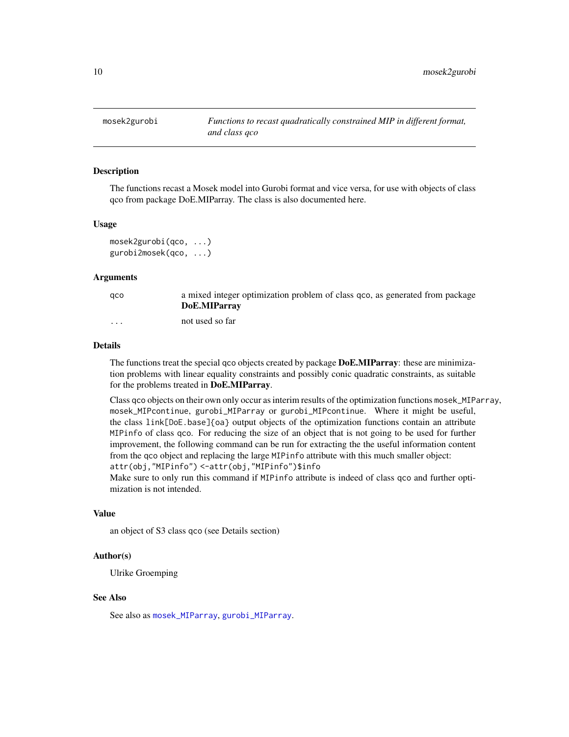mosek2gurobi    *Functions to recast quadratically constrained MIP in different format, and class qco*

## Description

The functions recast a Mosek model into Gurobi format and vice versa, for use with objects of class qco from package DoE.MIParray. The class is also documented here.

## Usage

```
mosek2gurobi(qco, ...)
gurobi2mosek(qco, ...)
```

## Arguments

| | |
|---|---|
| qco | a mixed integer optimization problem of class qco, as generated from package **DoE.MIParray** |
| ... | not used so far |

## Details

The functions treat the special qco objects created by package **DoE.MIParray**: these are minimization problems with linear equality constraints and possibly conic quadratic constraints, as suitable for the problems treated in **DoE.MIParray**.

Class qco objects on their own only occur as interim results of the optimization functions `mosek_MIParray`, `mosek_MIPcontinue`, `gurobi_MIParray` or `gurobi_MIPcontinue`. Where it might be useful, the class `link[DoE.base]{oa}` output objects of the optimization functions contain an attribute `MIPinfo` of class qco. For reducing the size of an object that is not going to be used for further improvement, the following command can be run for extracting the the useful information content from the qco object and replacing the large `MIPinfo` attribute with this much smaller object:
`attr(obj,"MIPinfo") <-attr(obj,"MIPinfo")$info`
Make sure to only run this command if `MIPinfo` attribute is indeed of class qco and further optimization is not intended.

## Value

an object of S3 class qco (see Details section)

## Author(s)

Ulrike Groemping

## See Also

See also as `mosek_MIParray`, `gurobi_MIParray`.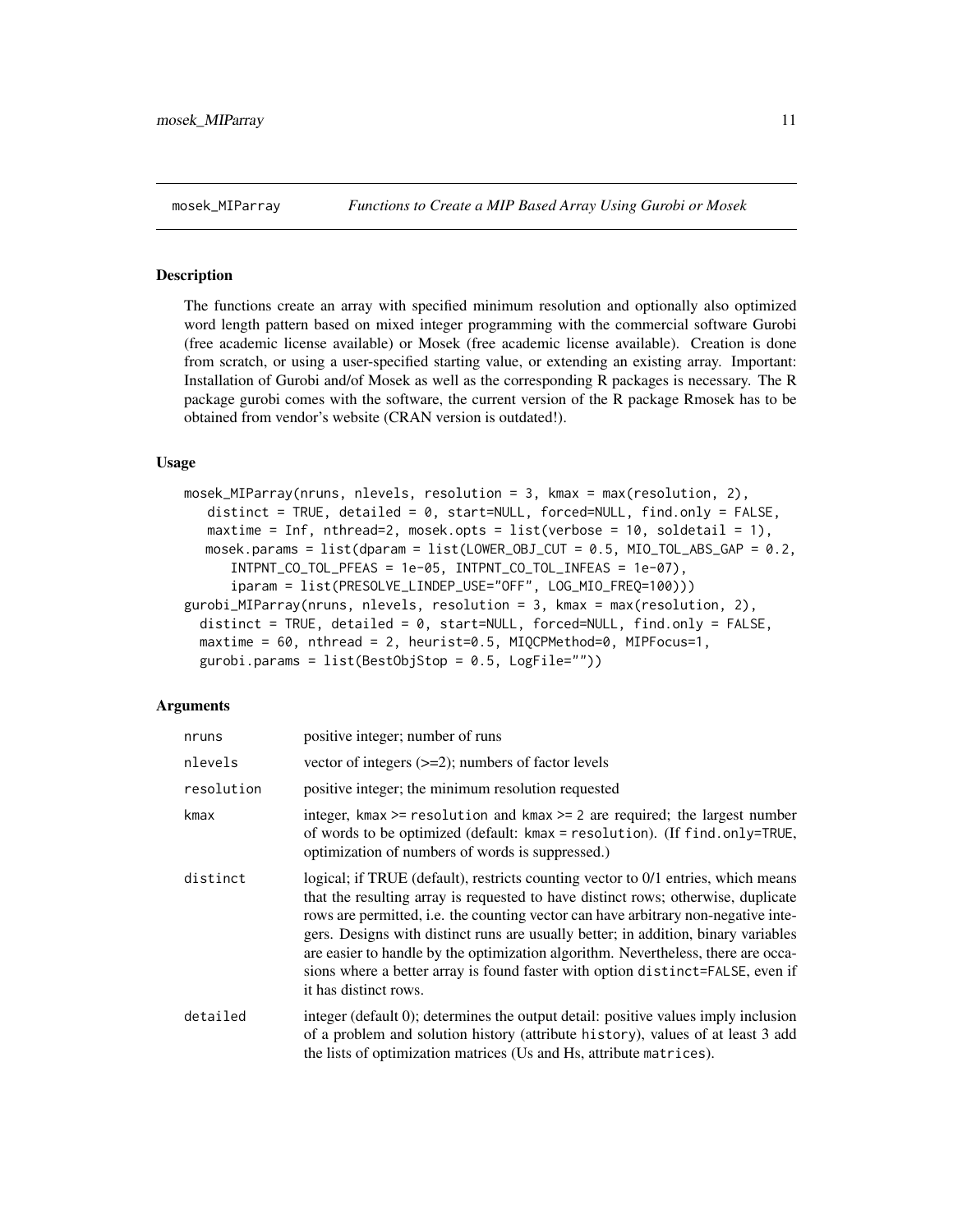mosek_MIParray    *Functions to Create a MIP Based Array Using Gurobi or Mosek*

## Description

The functions create an array with specified minimum resolution and optionally also optimized word length pattern based on mixed integer programming with the commercial software Gurobi (free academic license available) or Mosek (free academic license available). Creation is done from scratch, or using a user-specified starting value, or extending an existing array. Important: Installation of Gurobi and/of Mosek as well as the corresponding R packages is necessary. The R package gurobi comes with the software, the current version of the R package Rmosek has to be obtained from vendor's website (CRAN version is outdated!).

## Usage

```
mosek_MIParray(nruns, nlevels, resolution = 3, kmax = max(resolution, 2),
   distinct = TRUE, detailed = 0, start=NULL, forced=NULL, find.only = FALSE,
   maxtime = Inf, nthread=2, mosek.opts = list(verbose = 10, soldetail = 1),
   mosek.params = list(dparam = list(LOWER_OBJ_CUT = 0.5, MIO_TOL_ABS_GAP = 0.2,
      INTPNT_CO_TOL_PFEAS = 1e-05, INTPNT_CO_TOL_INFEAS = 1e-07),
      iparam = list(PRESOLVE_LINDEP_USE="OFF", LOG_MIO_FREQ=100)))
gurobi_MIParray(nruns, nlevels, resolution = 3, kmax = max(resolution, 2),
  distinct = TRUE, detailed = 0, start=NULL, forced=NULL, find.only = FALSE,
  maxtime = 60, nthread = 2, heurist=0.5, MIQCPMethod=0, MIPFocus=1,
  gurobi.params = list(BestObjStop = 0.5, LogFile=""))
```

## Arguments

| | |
|---|---|
| nruns | positive integer; number of runs |
| nlevels | vector of integers (>=2); numbers of factor levels |
| resolution | positive integer; the minimum resolution requested |
| kmax | integer, `kmax >= resolution` and `kmax >= 2` are required; the largest number of words to be optimized (default: `kmax = resolution`). (If `find.only=TRUE`, optimization of numbers of words is suppressed.) |
| distinct | logical; if TRUE (default), restricts counting vector to 0/1 entries, which means that the resulting array is requested to have distinct rows; otherwise, duplicate rows are permitted, i.e. the counting vector can have arbitrary non-negative integers. Designs with distinct runs are usually better; in addition, binary variables are easier to handle by the optimization algorithm. Nevertheless, there are occasions where a better array is found faster with option `distinct=FALSE`, even if it has distinct rows. |
| detailed | integer (default 0); determines the output detail: positive values imply inclusion of a problem and solution history (attribute `history`), values of at least 3 add the lists of optimization matrices (Us and Hs, attribute `matrices`). |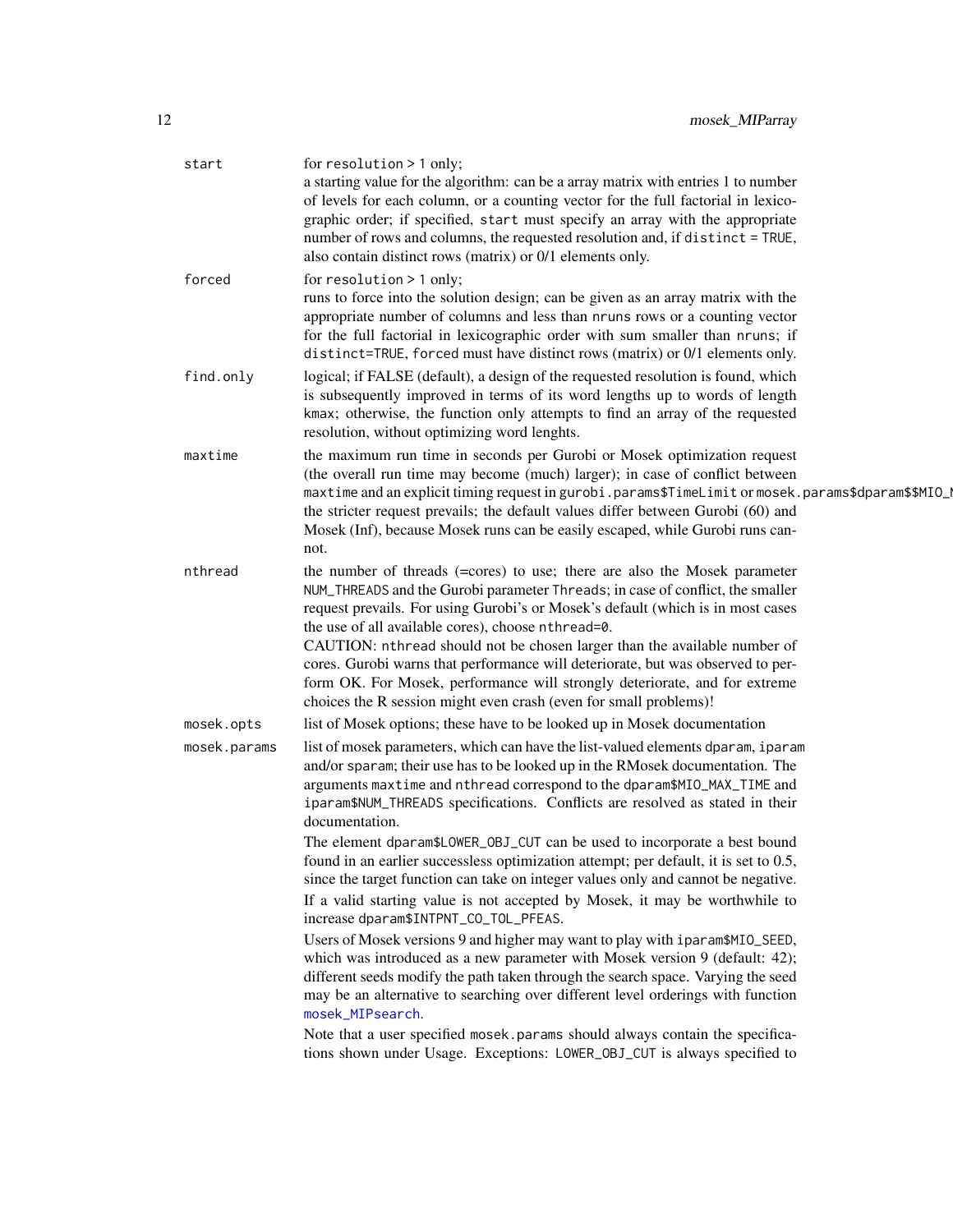**start**
for `resolution > 1` only;
a starting value for the algorithm: can be a array matrix with entries 1 to number of levels for each column, or a counting vector for the full factorial in lexicographic order; if specified, `start` must specify an array with the appropriate number of rows and columns, the requested resolution and, if `distinct = TRUE`, also contain distinct rows (matrix) or 0/1 elements only.

**forced**
for `resolution > 1` only;
runs to force into the solution design; can be given as an array matrix with the appropriate number of columns and less than `nruns` rows or a counting vector for the full factorial in lexicographic order with sum smaller than `nruns`; if `distinct=TRUE`, `forced` must have distinct rows (matrix) or 0/1 elements only.

**find.only**
logical; if FALSE (default), a design of the requested resolution is found, which is subsequently improved in terms of its word lengths up to words of length `kmax`; otherwise, the function only attempts to find an array of the requested resolution, without optimizing word lenghts.

**maxtime**
the maximum run time in seconds per Gurobi or Mosek optimization request (the overall run time may become (much) larger); in case of conflict between `maxtime` and an explicit timing request in `gurobi.params$TimeLimit` or `mosek.params$dparam$$MIO_M` the stricter request prevails; the default values differ between Gurobi (60) and Mosek (Inf), because Mosek runs can be easily escaped, while Gurobi runs cannot.

**nthread**
the number of threads (=cores) to use; there are also the Mosek parameter `NUM_THREADS` and the Gurobi parameter `Threads`; in case of conflict, the smaller request prevails. For using Gurobi's or Mosek's default (which is in most cases the use of all available cores), choose `nthread=0`.
CAUTION: `nthread` should not be chosen larger than the available number of cores. Gurobi warns that performance will deteriorate, but was observed to perform OK. For Mosek, performance will strongly deteriorate, and for extreme choices the R session might even crash (even for small problems)!

**mosek.opts**
list of Mosek options; these have to be looked up in Mosek documentation

**mosek.params**
list of mosek parameters, which can have the list-valued elements `dparam`, `iparam` and/or `sparam`; their use has to be looked up in the RMosek documentation. The arguments `maxtime` and `nthread` correspond to the `dparam$MIO_MAX_TIME` and `iparam$NUM_THREADS` specifications. Conflicts are resolved as stated in their documentation.

The element `dparam$LOWER_OBJ_CUT` can be used to incorporate a best bound found in an earlier successless optimization attempt; per default, it is set to 0.5, since the target function can take on integer values only and cannot be negative.

If a valid starting value is not accepted by Mosek, it may be worthwhile to increase `dparam$INTPNT_CO_TOL_PFEAS`.

Users of Mosek versions 9 and higher may want to play with `iparam$MIO_SEED`, which was introduced as a new parameter with Mosek version 9 (default: 42); different seeds modify the path taken through the search space. Varying the seed may be an alternative to searching over different level orderings with function `mosek_MIPsearch`.

Note that a user specified `mosek.params` should always contain the specifications shown under Usage. Exceptions: `LOWER_OBJ_CUT` is always specified to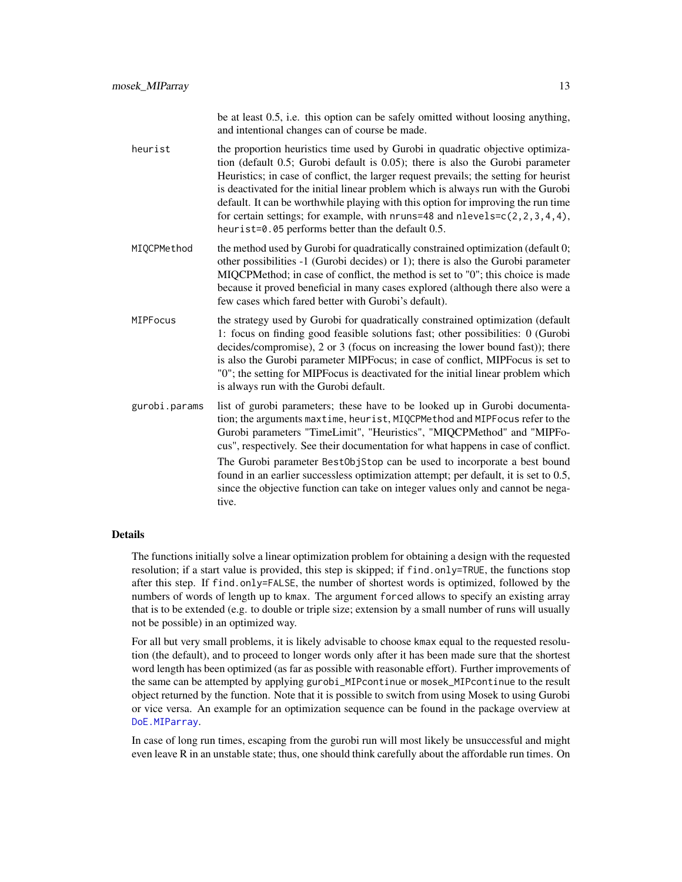be at least 0.5, i.e. this option can be safely omitted without loosing anything, and intentional changes can of course be made.

heurist
: the proportion heuristics time used by Gurobi in quadratic objective optimization (default 0.5; Gurobi default is 0.05); there is also the Gurobi parameter Heuristics; in case of conflict, the larger request prevails; the setting for heurist is deactivated for the initial linear problem which is always run with the Gurobi default. It can be worthwhile playing with this option for improving the run time for certain settings; for example, with `nruns=48` and `nlevels=c(2,2,3,4,4)`, `heurist=0.05` performs better than the default 0.5.

MIQCPMethod
: the method used by Gurobi for quadratically constrained optimization (default 0; other possibilities -1 (Gurobi decides) or 1); there is also the Gurobi parameter MIQCPMethod; in case of conflict, the method is set to "0"; this choice is made because it proved beneficial in many cases explored (although there also were a few cases which fared better with Gurobi's default).

MIPFocus
: the strategy used by Gurobi for quadratically constrained optimization (default 1: focus on finding good feasible solutions fast; other possibilities: 0 (Gurobi decides/compromise), 2 or 3 (focus on increasing the lower bound fast)); there is also the Gurobi parameter MIPFocus; in case of conflict, MIPFocus is set to "0"; the setting for MIPFocus is deactivated for the initial linear problem which is always run with the Gurobi default.

gurobi.params
: list of gurobi parameters; these have to be looked up in Gurobi documentation; the arguments `maxtime`, `heurist`, `MIQCPMethod` and `MIPFocus` refer to the Gurobi parameters "TimeLimit", "Heuristics", "MIQCPMethod" and "MIPFocus", respectively. See their documentation for what happens in case of conflict.
  The Gurobi parameter `BestObjStop` can be used to incorporate a best bound found in an earlier successless optimization attempt; per default, it is set to 0.5, since the objective function can take on integer values only and cannot be negative.

## Details

The functions initially solve a linear optimization problem for obtaining a design with the requested resolution; if a start value is provided, this step is skipped; if `find.only=TRUE`, the functions stop after this step. If `find.only=FALSE`, the number of shortest words is optimized, followed by the numbers of words of length up to `kmax`. The argument `forced` allows to specify an existing array that is to be extended (e.g. to double or triple size; extension by a small number of runs will usually not be possible) in an optimized way.

For all but very small problems, it is likely advisable to choose `kmax` equal to the requested resolution (the default), and to proceed to longer words only after it has been made sure that the shortest word length has been optimized (as far as possible with reasonable effort). Further improvements of the same can be attempted by applying `gurobi_MIPcontinue` or `mosek_MIPcontinue` to the result object returned by the function. Note that it is possible to switch from using Mosek to using Gurobi or vice versa. An example for an optimization sequence can be found in the package overview at DoE.MIParray.

In case of long run times, escaping from the gurobi run will most likely be unsuccessful and might even leave R in an unstable state; thus, one should think carefully about the affordable run times. On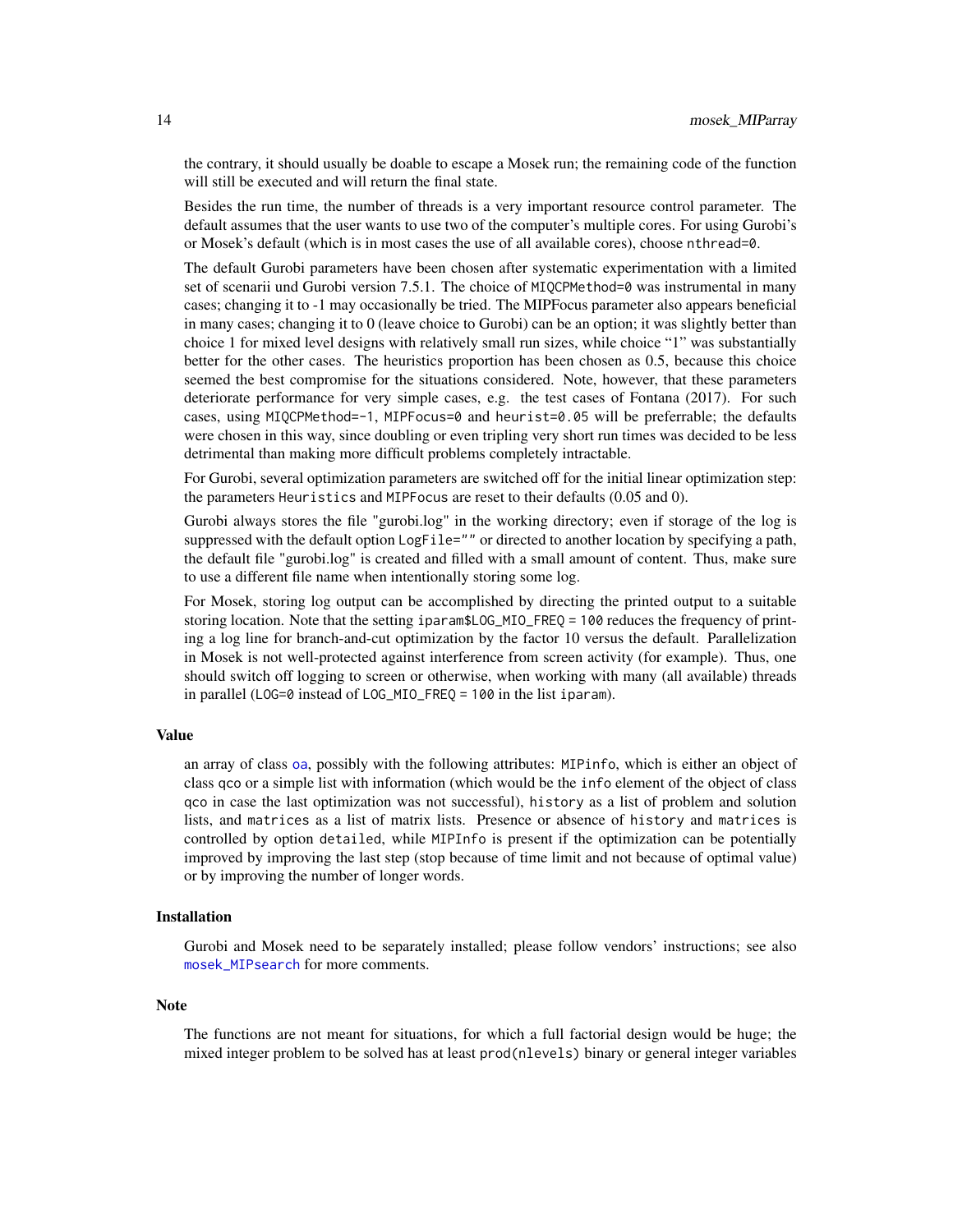the contrary, it should usually be doable to escape a Mosek run; the remaining code of the function will still be executed and will return the final state.

Besides the run time, the number of threads is a very important resource control parameter. The default assumes that the user wants to use two of the computer's multiple cores. For using Gurobi's or Mosek's default (which is in most cases the use of all available cores), choose `nthread=0`.

The default Gurobi parameters have been chosen after systematic experimentation with a limited set of scenarii und Gurobi version 7.5.1. The choice of `MIQCPMethod=0` was instrumental in many cases; changing it to -1 may occasionally be tried. The MIPFocus parameter also appears beneficial in many cases; changing it to 0 (leave choice to Gurobi) can be an option; it was slightly better than choice 1 for mixed level designs with relatively small run sizes, while choice "1" was substantially better for the other cases. The heuristics proportion has been chosen as 0.5, because this choice seemed the best compromise for the situations considered. Note, however, that these parameters deteriorate performance for very simple cases, e.g. the test cases of Fontana (2017). For such cases, using `MIQCPMethod=-1`, `MIPFocus=0` and `heurist=0.05` will be preferrable; the defaults were chosen in this way, since doubling or even tripling very short run times was decided to be less detrimental than making more difficult problems completely intractable.

For Gurobi, several optimization parameters are switched off for the initial linear optimization step: the parameters `Heuristics` and `MIPFocus` are reset to their defaults (0.05 and 0).

Gurobi always stores the file "gurobi.log" in the working directory; even if storage of the log is suppressed with the default option `LogFile=""` or directed to another location by specifying a path, the default file "gurobi.log" is created and filled with a small amount of content. Thus, make sure to use a different file name when intentionally storing some log.

For Mosek, storing log output can be accomplished by directing the printed output to a suitable storing location. Note that the setting `iparam$LOG_MIO_FREQ = 100` reduces the frequency of printing a log line for branch-and-cut optimization by the factor 10 versus the default. Parallelization in Mosek is not well-protected against interference from screen activity (for example). Thus, one should switch off logging to screen or otherwise, when working with many (all available) threads in parallel (`LOG=0` instead of `LOG_MIO_FREQ = 100` in the list `iparam`).

### Value

an array of class oa, possibly with the following attributes: `MIPinfo`, which is either an object of class `qco` or a simple list with information (which would be the `info` element of the object of class `qco` in case the last optimization was not successful), `history` as a list of problem and solution lists, and `matrices` as a list of matrix lists. Presence or absence of `history` and `matrices` is controlled by option `detailed`, while `MIPInfo` is present if the optimization can be potentially improved by improving the last step (stop because of time limit and not because of optimal value) or by improving the number of longer words.

### Installation

Gurobi and Mosek need to be separately installed; please follow vendors' instructions; see also mosek_MIPsearch for more comments.

### Note

The functions are not meant for situations, for which a full factorial design would be huge; the mixed integer problem to be solved has at least `prod(nlevels)` binary or general integer variables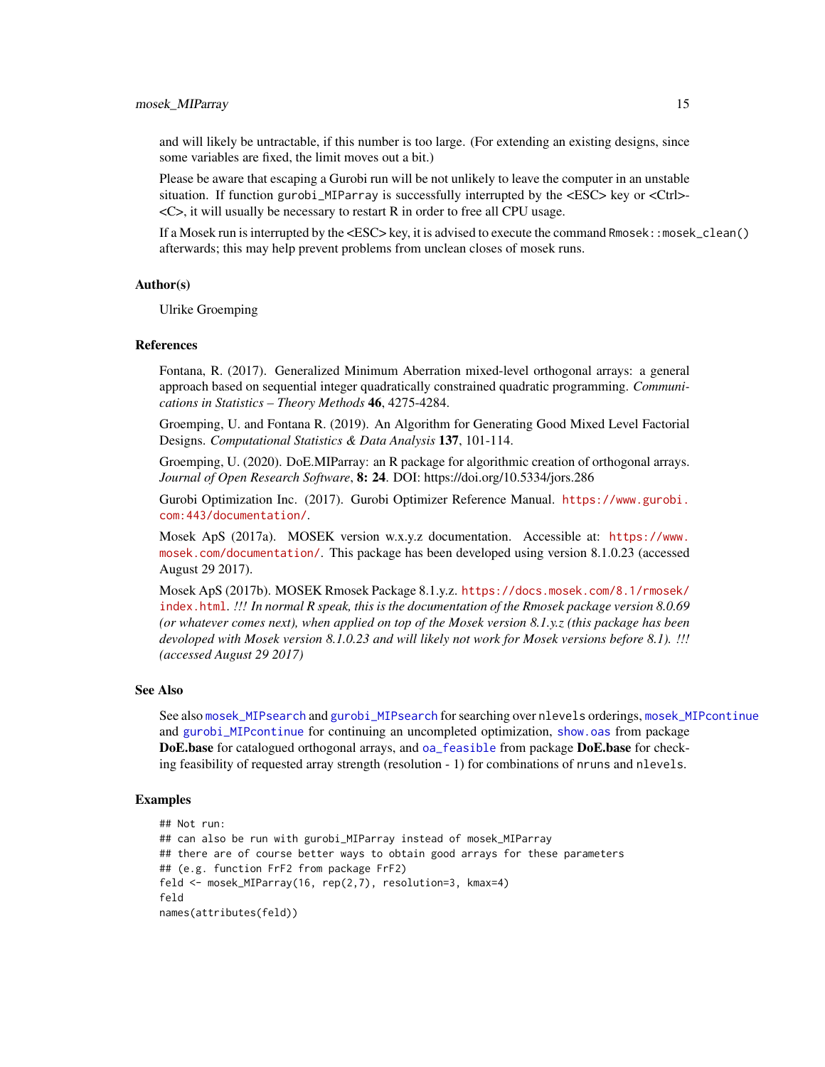and will likely be untractable, if this number is too large. (For extending an existing designs, since some variables are fixed, the limit moves out a bit.)

Please be aware that escaping a Gurobi run will be not unlikely to leave the computer in an unstable situation. If function `gurobi_MIParray` is successfully interrupted by the <ESC> key or <Ctrl>-<C>, it will usually be necessary to restart R in order to free all CPU usage.

If a Mosek run is interrupted by the <ESC> key, it is advised to execute the command `Rmosek::mosek_clean()` afterwards; this may help prevent problems from unclean closes of mosek runs.

### Author(s)

Ulrike Groemping

### References

Fontana, R. (2017). Generalized Minimum Aberration mixed-level orthogonal arrays: a general approach based on sequential integer quadratically constrained quadratic programming. *Communications in Statistics – Theory Methods* **46**, 4275-4284.

Groemping, U. and Fontana R. (2019). An Algorithm for Generating Good Mixed Level Factorial Designs. *Computational Statistics & Data Analysis* **137**, 101-114.

Groemping, U. (2020). DoE.MIParray: an R package for algorithmic creation of orthogonal arrays. *Journal of Open Research Software*, **8: 24**. DOI: https://doi.org/10.5334/jors.286

Gurobi Optimization Inc. (2017). Gurobi Optimizer Reference Manual. https://www.gurobi.com:443/documentation/.

Mosek ApS (2017a). MOSEK version w.x.y.z documentation. Accessible at: https://www.mosek.com/documentation/. This package has been developed using version 8.1.0.23 (accessed August 29 2017).

Mosek ApS (2017b). MOSEK Rmosek Package 8.1.y.z. https://docs.mosek.com/8.1/rmosek/index.html. *!!! In normal R speak, this is the documentation of the Rmosek package version 8.0.69 (or whatever comes next), when applied on top of the Mosek version 8.1.y.z (this package has been devoloped with Mosek version 8.1.0.23 and will likely not work for Mosek versions before 8.1). !!! (accessed August 29 2017)*

### See Also

See also `mosek_MIPsearch` and `gurobi_MIPsearch` for searching over `nlevels` orderings, `mosek_MIPcontinue` and `gurobi_MIPcontinue` for continuing an uncompleted optimization, `show.oas` from package **DoE.base** for catalogued orthogonal arrays, and `oa_feasible` from package **DoE.base** for checking feasibility of requested array strength (resolution - 1) for combinations of `nruns` and `nlevels`.

### Examples

```
## Not run:
## can also be run with gurobi_MIParray instead of mosek_MIParray
## there are of course better ways to obtain good arrays for these parameters
## (e.g. function FrF2 from package FrF2)
feld <- mosek_MIParray(16, rep(2,7), resolution=3, kmax=4)
feld
names(attributes(feld))
```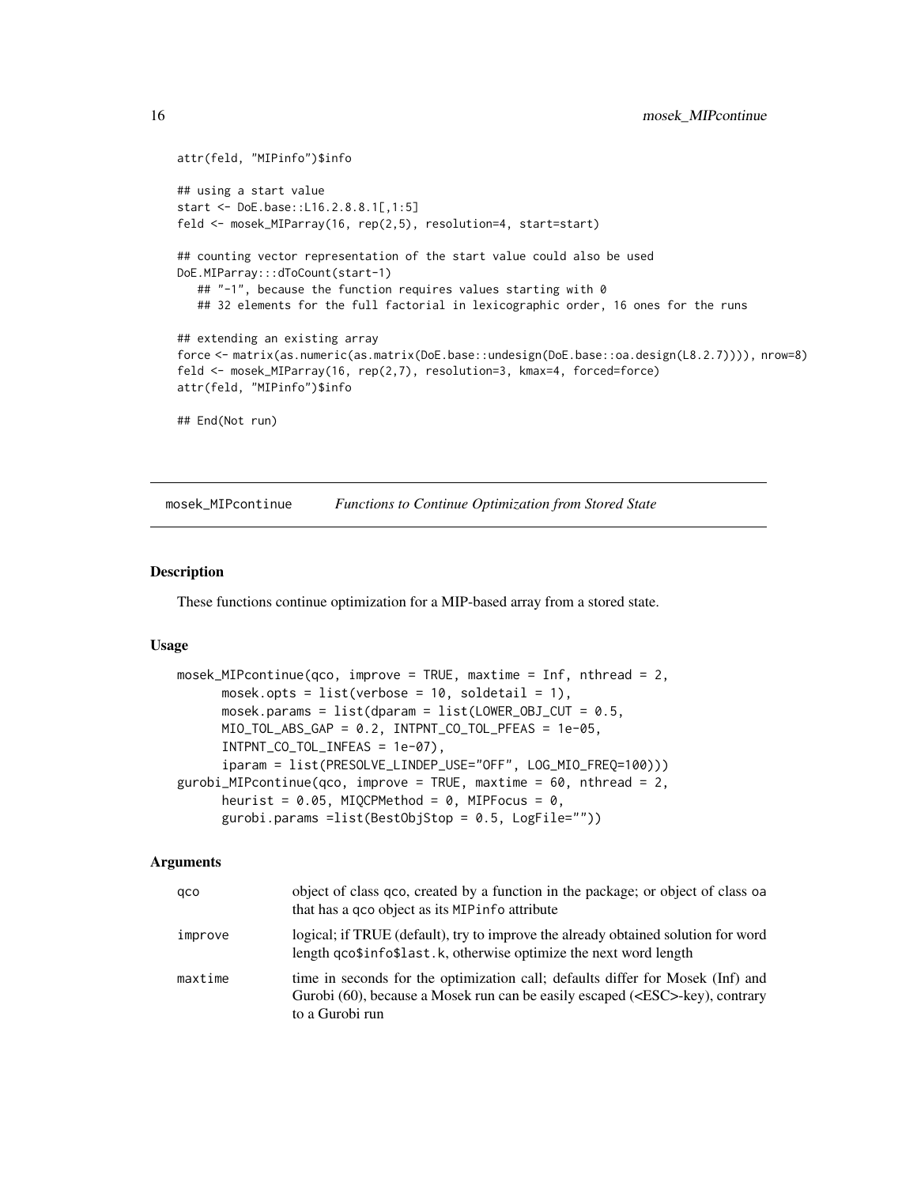```
attr(feld, "MIPinfo")$info

## using a start value
start <- DoE.base::L16.2.8.8.1[,1:5]
feld <- mosek_MIParray(16, rep(2,5), resolution=4, start=start)

## counting vector representation of the start value could also be used
DoE.MIParray:::dToCount(start-1)
   ## "-1", because the function requires values starting with 0
   ## 32 elements for the full factorial in lexicographic order, 16 ones for the runs

## extending an existing array
force <- matrix(as.numeric(as.matrix(DoE.base::undesign(DoE.base::oa.design(L8.2.7)))), nrow=8)
feld <- mosek_MIParray(16, rep(2,7), resolution=3, kmax=4, forced=force)
attr(feld, "MIPinfo")$info

## End(Not run)
```

---

mosek_MIPcontinue    *Functions to Continue Optimization from Stored State*

---

### Description

These functions continue optimization for a MIP-based array from a stored state.

### Usage

```
mosek_MIPcontinue(qco, improve = TRUE, maxtime = Inf, nthread = 2,
      mosek.opts = list(verbose = 10, soldetail = 1),
      mosek.params = list(dparam = list(LOWER_OBJ_CUT = 0.5,
      MIO_TOL_ABS_GAP = 0.2, INTPNT_CO_TOL_PFEAS = 1e-05,
      INTPNT_CO_TOL_INFEAS = 1e-07),
      iparam = list(PRESOLVE_LINDEP_USE="OFF", LOG_MIO_FREQ=100)))
gurobi_MIPcontinue(qco, improve = TRUE, maxtime = 60, nthread = 2,
      heurist = 0.05, MIQCPMethod = 0, MIPFocus = 0,
      gurobi.params =list(BestObjStop = 0.5, LogFile=""))
```

### Arguments

| | |
|---|---|
| qco | object of class qco, created by a function in the package; or object of class oa that has a qco object as its MIPinfo attribute |
| improve | logical; if TRUE (default), try to improve the already obtained solution for word length qco$info$last.k, otherwise optimize the next word length |
| maxtime | time in seconds for the optimization call; defaults differ for Mosek (Inf) and Gurobi (60), because a Mosek run can be easily escaped (<ESC>-key), contrary to a Gurobi run |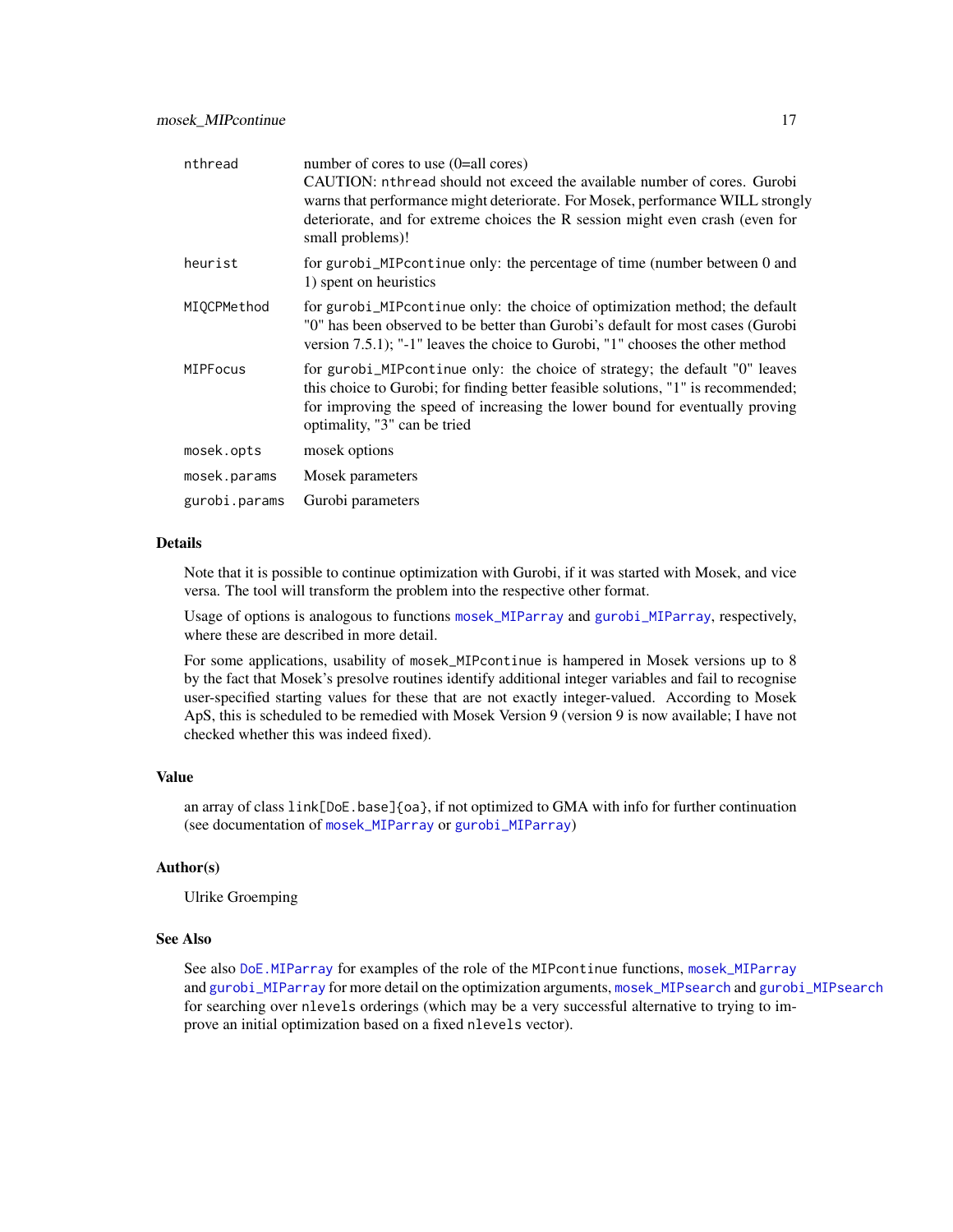| | |
|---|---|
| `nthread` | number of cores to use (0=all cores)<br>CAUTION: `nthread` should not exceed the available number of cores. Gurobi warns that performance might deteriorate. For Mosek, performance WILL strongly deteriorate, and for extreme choices the R session might even crash (even for small problems)! |
| `heurist` | for `gurobi_MIPcontinue` only: the percentage of time (number between 0 and 1) spent on heuristics |
| `MIQCPMethod` | for `gurobi_MIPcontinue` only: the choice of optimization method; the default "0" has been observed to be better than Gurobi's default for most cases (Gurobi version 7.5.1); "-1" leaves the choice to Gurobi, "1" chooses the other method |
| `MIPFocus` | for `gurobi_MIPcontinue` only: the choice of strategy; the default "0" leaves this choice to Gurobi; for finding better feasible solutions, "1" is recommended; for improving the speed of increasing the lower bound for eventually proving optimality, "3" can be tried |
| `mosek.opts` | mosek options |
| `mosek.params` | Mosek parameters |
| `gurobi.params` | Gurobi parameters |

## Details

Note that it is possible to continue optimization with Gurobi, if it was started with Mosek, and vice versa. The tool will transform the problem into the respective other format.

Usage of options is analogous to functions `mosek_MIParray` and `gurobi_MIParray`, respectively, where these are described in more detail.

For some applications, usability of `mosek_MIPcontinue` is hampered in Mosek versions up to 8 by the fact that Mosek's presolve routines identify additional integer variables and fail to recognise user-specified starting values for these that are not exactly integer-valued. According to Mosek ApS, this is scheduled to be remedied with Mosek Version 9 (version 9 is now available; I have not checked whether this was indeed fixed).

## Value

an array of class `link[DoE.base]{oa}`, if not optimized to GMA with info for further continuation (see documentation of `mosek_MIParray` or `gurobi_MIParray`)

## Author(s)

Ulrike Groemping

## See Also

See also `DoE.MIParray` for examples of the role of the `MIPcontinue` functions, `mosek_MIParray` and `gurobi_MIParray` for more detail on the optimization arguments, `mosek_MIPsearch` and `gurobi_MIPsearch` for searching over `nlevels` orderings (which may be a very successful alternative to trying to improve an initial optimization based on a fixed `nlevels` vector).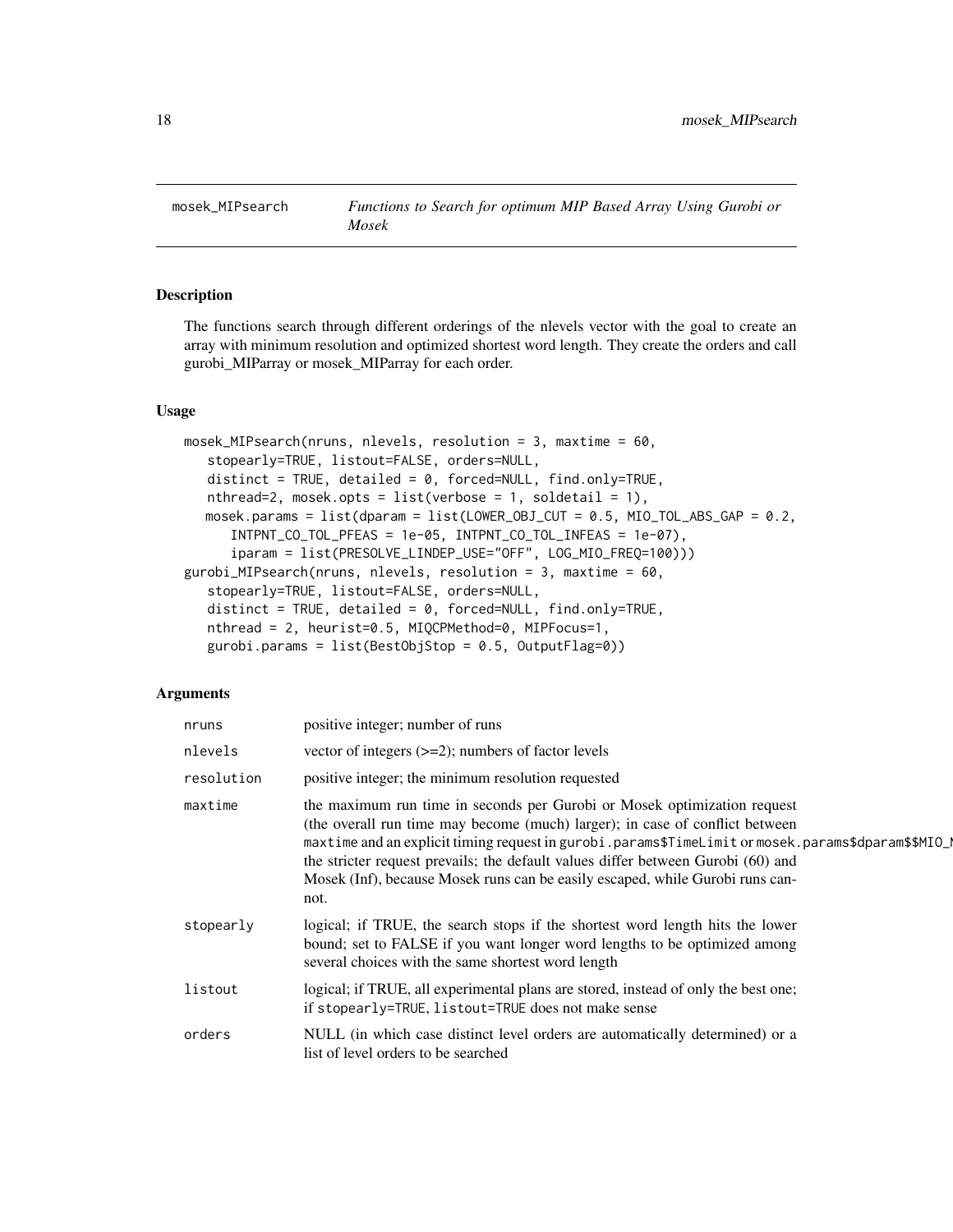# mosek_MIPsearch

*Functions to Search for optimum MIP Based Array Using Gurobi or Mosek*

## Description

The functions search through different orderings of the nlevels vector with the goal to create an array with minimum resolution and optimized shortest word length. They create the orders and call gurobi_MIParray or mosek_MIParray for each order.

## Usage

```
mosek_MIPsearch(nruns, nlevels, resolution = 3, maxtime = 60,
   stopearly=TRUE, listout=FALSE, orders=NULL,
   distinct = TRUE, detailed = 0, forced=NULL, find.only=TRUE,
   nthread=2, mosek.opts = list(verbose = 1, soldetail = 1),
  mosek.params = list(dparam = list(LOWER_OBJ_CUT = 0.5, MIO_TOL_ABS_GAP = 0.2,
     INTPNT_CO_TOL_PFEAS = 1e-05, INTPNT_CO_TOL_INFEAS = 1e-07),
     iparam = list(PRESOLVE_LINDEP_USE="OFF", LOG_MIO_FREQ=100)))
gurobi_MIPsearch(nruns, nlevels, resolution = 3, maxtime = 60,
   stopearly=TRUE, listout=FALSE, orders=NULL,
   distinct = TRUE, detailed = 0, forced=NULL, find.only=TRUE,
   nthread = 2, heurist=0.5, MIQCPMethod=0, MIPFocus=1,
   gurobi.params = list(BestObjStop = 0.5, OutputFlag=0))
```

## Arguments

| | |
|---|---|
| nruns | positive integer; number of runs |
| nlevels | vector of integers (>=2); numbers of factor levels |
| resolution | positive integer; the minimum resolution requested |
| maxtime | the maximum run time in seconds per Gurobi or Mosek optimization request (the overall run time may become (much) larger); in case of conflict between maxtime and an explicit timing request in gurobi.params$TimeLimit or mosek.params$dparam$$MIO_M the stricter request prevails; the default values differ between Gurobi (60) and Mosek (Inf), because Mosek runs can be easily escaped, while Gurobi runs cannot. |
| stopearly | logical; if TRUE, the search stops if the shortest word length hits the lower bound; set to FALSE if you want longer word lengths to be optimized among several choices with the same shortest word length |
| listout | logical; if TRUE, all experimental plans are stored, instead of only the best one; if stopearly=TRUE, listout=TRUE does not make sense |
| orders | NULL (in which case distinct level orders are automatically determined) or a list of level orders to be searched |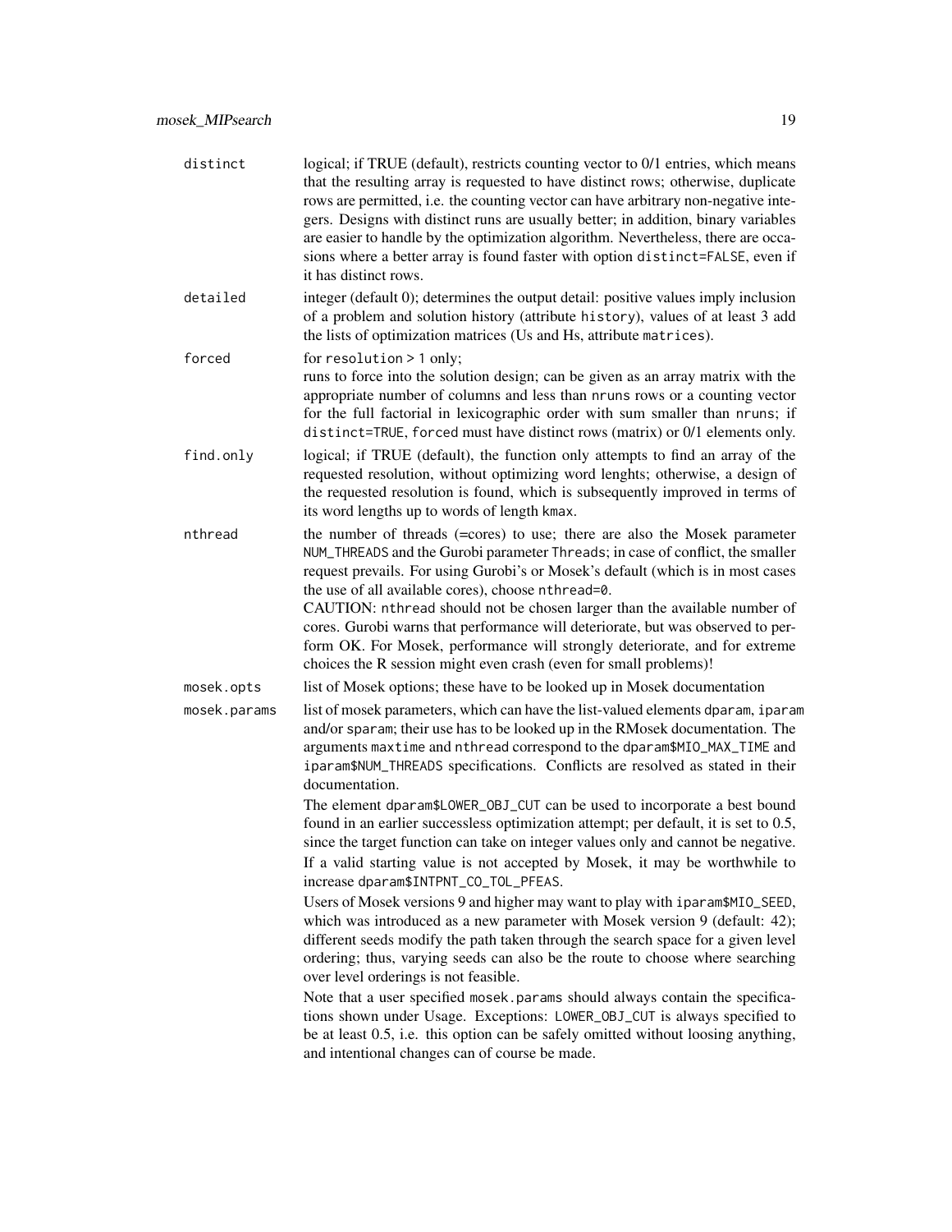| | |
|---|---|
| `distinct` | logical; if TRUE (default), restricts counting vector to 0/1 entries, which means that the resulting array is requested to have distinct rows; otherwise, duplicate rows are permitted, i.e. the counting vector can have arbitrary non-negative integers. Designs with distinct runs are usually better; in addition, binary variables are easier to handle by the optimization algorithm. Nevertheless, there are occasions where a better array is found faster with option `distinct=FALSE`, even if it has distinct rows. |
| `detailed` | integer (default 0); determines the output detail: positive values imply inclusion of a problem and solution history (attribute `history`), values of at least 3 add the lists of optimization matrices (Us and Hs, attribute `matrices`). |
| `forced` | for `resolution > 1` only;<br>runs to force into the solution design; can be given as an array matrix with the appropriate number of columns and less than `nruns` rows or a counting vector for the full factorial in lexicographic order with sum smaller than `nruns`; if `distinct=TRUE`, `forced` must have distinct rows (matrix) or 0/1 elements only. |
| `find.only` | logical; if TRUE (default), the function only attempts to find an array of the requested resolution, without optimizing word lenghts; otherwise, a design of the requested resolution is found, which is subsequently improved in terms of its word lengths up to words of length `kmax`. |
| `nthread` | the number of threads (=cores) to use; there are also the Mosek parameter `NUM_THREADS` and the Gurobi parameter `Threads`; in case of conflict, the smaller request prevails. For using Gurobi's or Mosek's default (which is in most cases the use of all available cores), choose `nthread=0`.<br>CAUTION: `nthread` should not be chosen larger than the available number of cores. Gurobi warns that performance will deteriorate, but was observed to perform OK. For Mosek, performance will strongly deteriorate, and for extreme choices the R session might even crash (even for small problems)! |
| `mosek.opts` | list of Mosek options; these have to be looked up in Mosek documentation |
| `mosek.params` | list of mosek parameters, which can have the list-valued elements `dparam`, `iparam` and/or `sparam`; their use has to be looked up in the RMosek documentation. The arguments `maxtime` and `nthread` correspond to the `dparam$MIO_MAX_TIME` and `iparam$NUM_THREADS` specifications. Conflicts are resolved as stated in their documentation.<br>The element `dparam$LOWER_OBJ_CUT` can be used to incorporate a best bound found in an earlier successless optimization attempt; per default, it is set to 0.5, since the target function can take on integer values only and cannot be negative. If a valid starting value is not accepted by Mosek, it may be worthwhile to increase `dparam$INTPNT_CO_TOL_PFEAS`.<br>Users of Mosek versions 9 and higher may want to play with `iparam$MIO_SEED`, which was introduced as a new parameter with Mosek version 9 (default: 42); different seeds modify the path taken through the search space for a given level ordering; thus, varying seeds can also be the route to choose where searching over level orderings is not feasible.<br>Note that a user specified `mosek.params` should always contain the specifications shown under Usage. Exceptions: `LOWER_OBJ_CUT` is always specified to be at least 0.5, i.e. this option can be safely omitted without loosing anything, and intentional changes can of course be made. |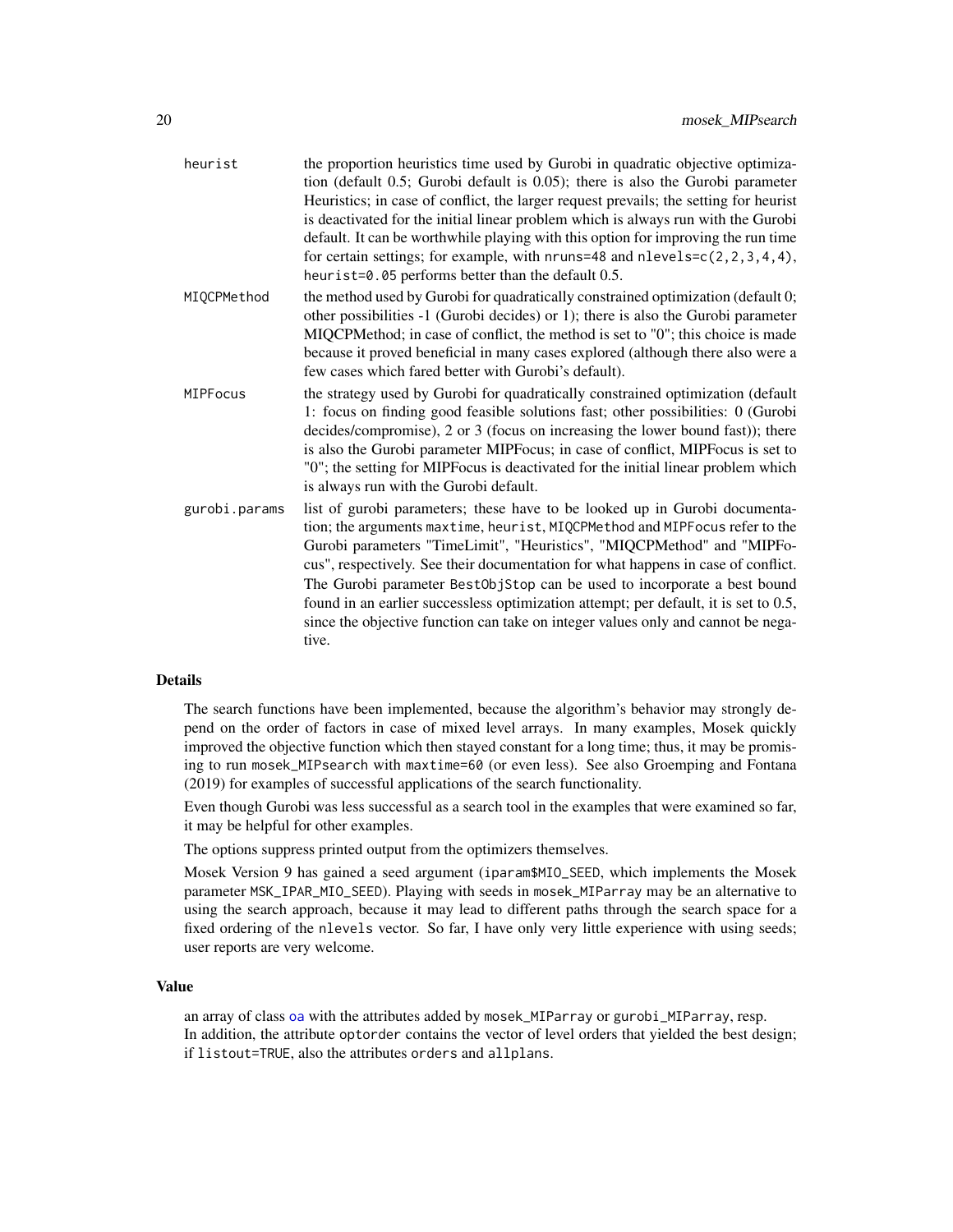| | |
|---|---|
| heurist | the proportion heuristics time used by Gurobi in quadratic objective optimization (default 0.5; Gurobi default is 0.05); there is also the Gurobi parameter Heuristics; in case of conflict, the larger request prevails; the setting for heurist is deactivated for the initial linear problem which is always run with the Gurobi default. It can be worthwhile playing with this option for improving the run time for certain settings; for example, with `nruns=48` and `nlevels=c(2,2,3,4,4)`, `heurist=0.05` performs better than the default 0.5. |
| MIQCPMethod | the method used by Gurobi for quadratically constrained optimization (default 0; other possibilities -1 (Gurobi decides) or 1); there is also the Gurobi parameter MIQCPMethod; in case of conflict, the method is set to "0"; this choice is made because it proved beneficial in many cases explored (although there also were a few cases which fared better with Gurobi's default). |
| MIPFocus | the strategy used by Gurobi for quadratically constrained optimization (default 1: focus on finding good feasible solutions fast; other possibilities: 0 (Gurobi decides/compromise), 2 or 3 (focus on increasing the lower bound fast)); there is also the Gurobi parameter MIPFocus; in case of conflict, MIPFocus is set to "0"; the setting for MIPFocus is deactivated for the initial linear problem which is always run with the Gurobi default. |
| gurobi.params | list of gurobi parameters; these have to be looked up in Gurobi documentation; the arguments `maxtime`, `heurist`, `MIQCPMethod` and `MIPFocus` refer to the Gurobi parameters "TimeLimit", "Heuristics", "MIQCPMethod" and "MIPFocus", respectively. See their documentation for what happens in case of conflict. The Gurobi parameter `BestObjStop` can be used to incorporate a best bound found in an earlier successless optimization attempt; per default, it is set to 0.5, since the objective function can take on integer values only and cannot be negative. |

### Details

The search functions have been implemented, because the algorithm's behavior may strongly depend on the order of factors in case of mixed level arrays. In many examples, Mosek quickly improved the objective function which then stayed constant for a long time; thus, it may be promising to run `mosek_MIPsearch` with `maxtime=60` (or even less). See also Groemping and Fontana (2019) for examples of successful applications of the search functionality.

Even though Gurobi was less successful as a search tool in the examples that were examined so far, it may be helpful for other examples.

The options suppress printed output from the optimizers themselves.

Mosek Version 9 has gained a seed argument (`iparam$MIO_SEED`, which implements the Mosek parameter `MSK_IPAR_MIO_SEED`). Playing with seeds in `mosek_MIParray` may be an alternative to using the search approach, because it may lead to different paths through the search space for a fixed ordering of the `nlevels` vector. So far, I have only very little experience with using seeds; user reports are very welcome.

### Value

an array of class oa with the attributes added by `mosek_MIParray` or `gurobi_MIParray`, resp.
In addition, the attribute `optorder` contains the vector of level orders that yielded the best design; if `listout=TRUE`, also the attributes `orders` and `allplans`.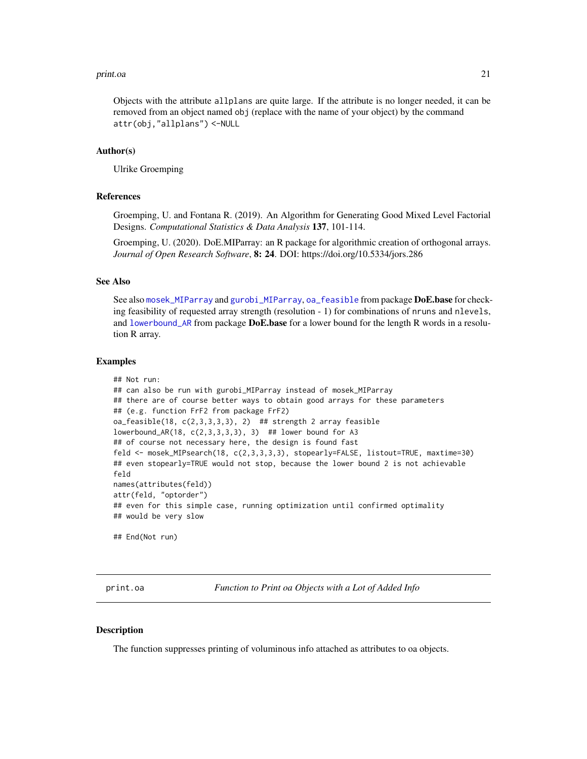Objects with the attribute allplans are quite large. If the attribute is no longer needed, it can be removed from an object named obj (replace with the name of your object) by the command attr(obj,"allplans")<-NULL

### Author(s)

Ulrike Groemping

### References

Groemping, U. and Fontana R. (2019). An Algorithm for Generating Good Mixed Level Factorial Designs. *Computational Statistics & Data Analysis* **137**, 101-114.

Groemping, U. (2020). DoE.MIParray: an R package for algorithmic creation of orthogonal arrays. *Journal of Open Research Software*, **8: 24**. DOI: https://doi.org/10.5334/jors.286

### See Also

See also mosek_MIParray and gurobi_MIParray, oa_feasible from package **DoE.base** for checking feasibility of requested array strength (resolution - 1) for combinations of nruns and nlevels, and lowerbound_AR from package **DoE.base** for a lower bound for the length R words in a resolution R array.

### Examples

```
## Not run:
## can also be run with gurobi_MIParray instead of mosek_MIParray
## there are of course better ways to obtain good arrays for these parameters
## (e.g. function FrF2 from package FrF2)
oa_feasible(18, c(2,3,3,3,3), 2)  ## strength 2 array feasible
lowerbound_AR(18, c(2,3,3,3,3), 3)  ## lower bound for A3
## of course not necessary here, the design is found fast
feld <- mosek_MIPsearch(18, c(2,3,3,3,3), stopearly=FALSE, listout=TRUE, maxtime=30)
## even stopearly=TRUE would not stop, because the lower bound 2 is not achievable
feld
names(attributes(feld))
attr(feld, "optorder")
## even for this simple case, running optimization until confirmed optimality
## would be very slow

## End(Not run)
```

---

## print.oa — *Function to Print oa Objects with a Lot of Added Info*

### Description

The function suppresses printing of voluminous info attached as attributes to oa objects.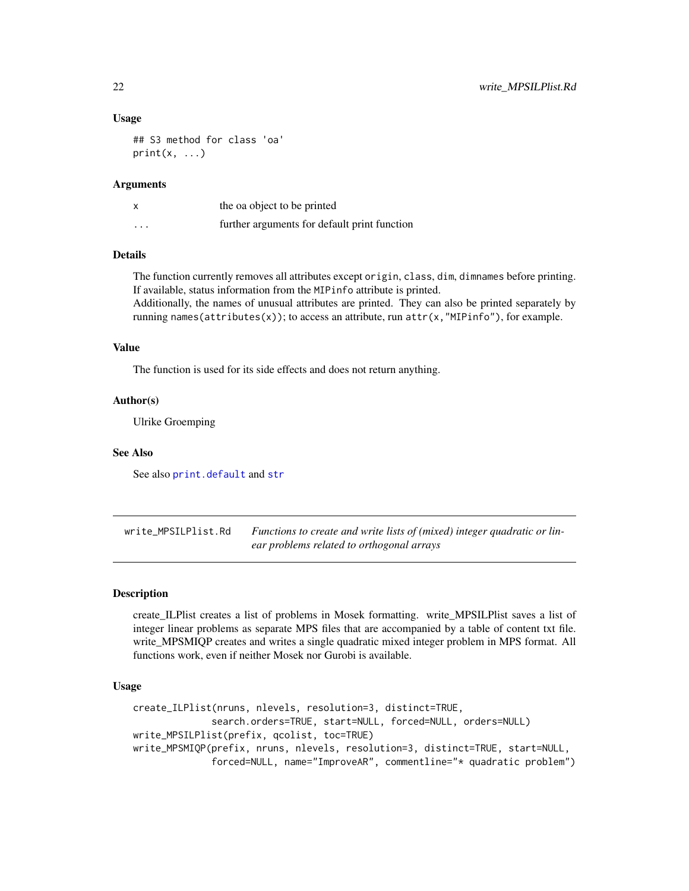### Usage

```
## S3 method for class 'oa'
print(x, ...)
```

### Arguments

| | |
|---|---|
| x | the oa object to be printed |
| ... | further arguments for default print function |

### Details

The function currently removes all attributes except `origin`, `class`, `dim`, `dimnames` before printing. If available, status information from the `MIPinfo` attribute is printed.
Additionally, the names of unusual attributes are printed. They can also be printed separately by running `names(attributes(x))`; to access an attribute, run `attr(x,"MIPinfo")`, for example.

### Value

The function is used for its side effects and does not return anything.

### Author(s)

Ulrike Groemping

### See Also

See also `print.default` and `str`

---

## write_MPSILPlist.Rd — *Functions to create and write lists of (mixed) integer quadratic or linear problems related to orthogonal arrays*

### Description

create_ILPlist creates a list of problems in Mosek formatting. write_MPSILPlist saves a list of integer linear problems as separate MPS files that are accompanied by a table of content txt file. write_MPSMIQP creates and writes a single quadratic mixed integer problem in MPS format. All functions work, even if neither Mosek nor Gurobi is available.

### Usage

```
create_ILPlist(nruns, nlevels, resolution=3, distinct=TRUE,
              search.orders=TRUE, start=NULL, forced=NULL, orders=NULL)
write_MPSILPlist(prefix, qcolist, toc=TRUE)
write_MPSMIQP(prefix, nruns, nlevels, resolution=3, distinct=TRUE, start=NULL,
              forced=NULL, name="ImproveAR", commentline="* quadratic problem")
```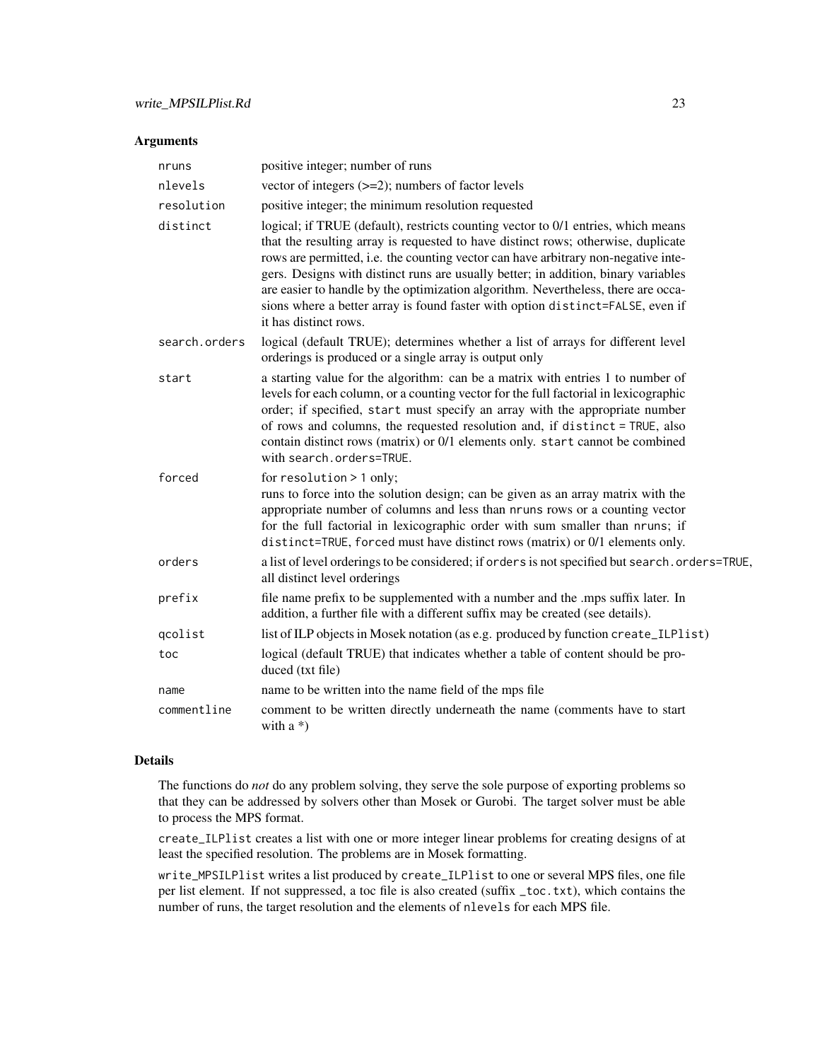## Arguments

| | |
|---|---|
| `nruns` | positive integer; number of runs |
| `nlevels` | vector of integers (>=2); numbers of factor levels |
| `resolution` | positive integer; the minimum resolution requested |
| `distinct` | logical; if TRUE (default), restricts counting vector to 0/1 entries, which means that the resulting array is requested to have distinct rows; otherwise, duplicate rows are permitted, i.e. the counting vector can have arbitrary non-negative integers. Designs with distinct runs are usually better; in addition, binary variables are easier to handle by the optimization algorithm. Nevertheless, there are occasions where a better array is found faster with option `distinct=FALSE`, even if it has distinct rows. |
| `search.orders` | logical (default TRUE); determines whether a list of arrays for different level orderings is produced or a single array is output only |
| `start` | a starting value for the algorithm: can be a matrix with entries 1 to number of levels for each column, or a counting vector for the full factorial in lexicographic order; if specified, `start` must specify an array with the appropriate number of rows and columns, the requested resolution and, if `distinct = TRUE`, also contain distinct rows (matrix) or 0/1 elements only. `start` cannot be combined with `search.orders=TRUE`. |
| `forced` | for `resolution > 1` only; runs to force into the solution design; can be given as an array matrix with the appropriate number of columns and less than `nruns` rows or a counting vector for the full factorial in lexicographic order with sum smaller than `nruns`; if `distinct=TRUE`, `forced` must have distinct rows (matrix) or 0/1 elements only. |
| `orders` | a list of level orderings to be considered; if `orders` is not specified but `search.orders=TRUE`, all distinct level orderings |
| `prefix` | file name prefix to be supplemented with a number and the .mps suffix later. In addition, a further file with a different suffix may be created (see details). |
| `qcolist` | list of ILP objects in Mosek notation (as e.g. produced by function `create_ILPlist`) |
| `toc` | logical (default TRUE) that indicates whether a table of content should be produced (txt file) |
| `name` | name to be written into the name field of the mps file |
| `commentline` | comment to be written directly underneath the name (comments have to start with a *) |

## Details

The functions do *not* do any problem solving, they serve the sole purpose of exporting problems so that they can be addressed by solvers other than Mosek or Gurobi. The target solver must be able to process the MPS format.

`create_ILPlist` creates a list with one or more integer linear problems for creating designs of at least the specified resolution. The problems are in Mosek formatting.

`write_MPSILPlist` writes a list produced by `create_ILPlist` to one or several MPS files, one file per list element. If not suppressed, a toc file is also created (suffix `_toc.txt`), which contains the number of runs, the target resolution and the elements of `nlevels` for each MPS file.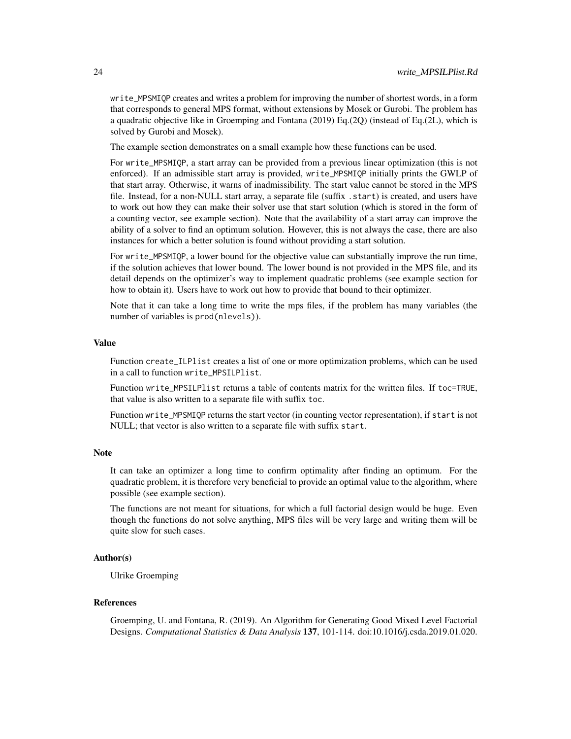write_MPSMIQP creates and writes a problem for improving the number of shortest words, in a form that corresponds to general MPS format, without extensions by Mosek or Gurobi. The problem has a quadratic objective like in Groemping and Fontana (2019) Eq.(2Q) (instead of Eq.(2L), which is solved by Gurobi and Mosek).

The example section demonstrates on a small example how these functions can be used.

For write_MPSMIQP, a start array can be provided from a previous linear optimization (this is not enforced). If an admissible start array is provided, write_MPSMIQP initially prints the GWLP of that start array. Otherwise, it warns of inadmissibility. The start value cannot be stored in the MPS file. Instead, for a non-NULL start array, a separate file (suffix .start) is created, and users have to work out how they can make their solver use that start solution (which is stored in the form of a counting vector, see example section). Note that the availability of a start array can improve the ability of a solver to find an optimum solution. However, this is not always the case, there are also instances for which a better solution is found without providing a start solution.

For write_MPSMIQP, a lower bound for the objective value can substantially improve the run time, if the solution achieves that lower bound. The lower bound is not provided in the MPS file, and its detail depends on the optimizer's way to implement quadratic problems (see example section for how to obtain it). Users have to work out how to provide that bound to their optimizer.

Note that it can take a long time to write the mps files, if the problem has many variables (the number of variables is prod(nlevels)).

### Value

Function create_ILPlist creates a list of one or more optimization problems, which can be used in a call to function write_MPSILPlist.

Function write_MPSILPlist returns a table of contents matrix for the written files. If toc=TRUE, that value is also written to a separate file with suffix toc.

Function write_MPSMIQP returns the start vector (in counting vector representation), if start is not NULL; that vector is also written to a separate file with suffix start.

### Note

It can take an optimizer a long time to confirm optimality after finding an optimum. For the quadratic problem, it is therefore very beneficial to provide an optimal value to the algorithm, where possible (see example section).

The functions are not meant for situations, for which a full factorial design would be huge. Even though the functions do not solve anything, MPS files will be very large and writing them will be quite slow for such cases.

### Author(s)

Ulrike Groemping

### References

Groemping, U. and Fontana, R. (2019). An Algorithm for Generating Good Mixed Level Factorial Designs. *Computational Statistics & Data Analysis* **137**, 101-114. doi:10.1016/j.csda.2019.01.020.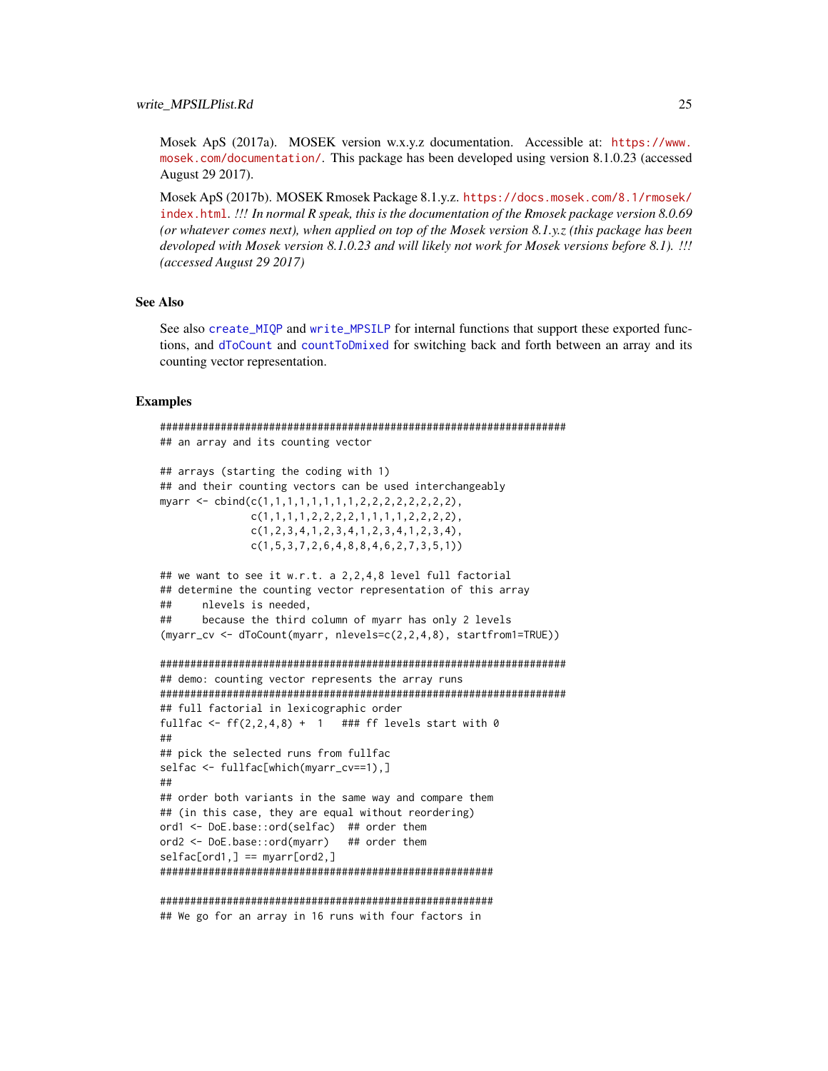Mosek ApS (2017a). MOSEK version w.x.y.z documentation. Accessible at: https://www.mosek.com/documentation/. This package has been developed using version 8.1.0.23 (accessed August 29 2017).

Mosek ApS (2017b). MOSEK Rmosek Package 8.1.y.z. https://docs.mosek.com/8.1/rmosek/index.html. *!!! In normal R speak, this is the documentation of the Rmosek package version 8.0.69 (or whatever comes next), when applied on top of the Mosek version 8.1.y.z (this package has been devoloped with Mosek version 8.1.0.23 and will likely not work for Mosek versions before 8.1). !!! (accessed August 29 2017)*

## See Also

See also `create_MIQP` and `write_MPSILP` for internal functions that support these exported functions, and `dToCount` and `countToDmixed` for switching back and forth between an array and its counting vector representation.

## Examples

```
######################################################################
## an array and its counting vector

## arrays (starting the coding with 1)
## and their counting vectors can be used interchangeably
myarr <- cbind(c(1,1,1,1,1,1,1,1,2,2,2,2,2,2,2,2),
               c(1,1,1,1,2,2,2,2,1,1,1,1,2,2,2,2),
               c(1,2,3,4,1,2,3,4,1,2,3,4,1,2,3,4),
               c(1,5,3,7,2,6,4,8,8,4,6,2,7,3,5,1))

## we want to see it w.r.t. a 2,2,4,8 level full factorial
## determine the counting vector representation of this array
##     nlevels is needed,
##     because the third column of myarr has only 2 levels
(myarr_cv <- dToCount(myarr, nlevels=c(2,2,4,8), startfrom1=TRUE))

######################################################################
## demo: counting vector represents the array runs
######################################################################
## full factorial in lexicographic order
fullfac <- ff(2,2,4,8) +  1   ### ff levels start with 0
##
## pick the selected runs from fullfac
selfac <- fullfac[which(myarr_cv==1),]
##
## order both variants in the same way and compare them
## (in this case, they are equal without reordering)
ord1 <- DoE.base::ord(selfac)  ## order them
ord2 <- DoE.base::ord(myarr)   ## order them
selfac[ord1,] == myarr[ord2,]
########################################################

########################################################
## We go for an array in 16 runs with four factors in
```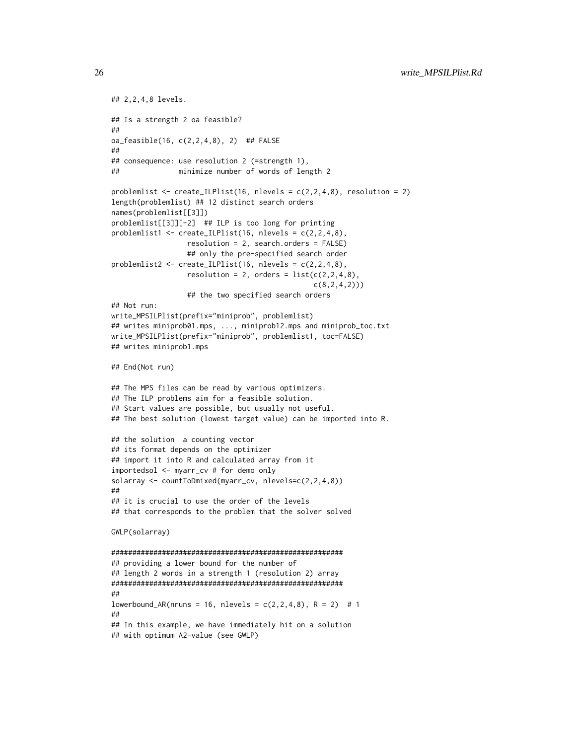```
## 2,2,4,8 levels.

## Is a strength 2 oa feasible?
##
oa_feasible(16, c(2,2,4,8), 2)  ## FALSE
##
## consequence: use resolution 2 (=strength 1),
##              minimize number of words of length 2

problemlist <- create_ILPlist(16, nlevels = c(2,2,4,8), resolution = 2)
length(problemlist) ## 12 distinct search orders
names(problemlist[[3]])
problemlist[[3]][-2]  ## ILP is too long for printing
problemlist1 <- create_ILPlist(16, nlevels = c(2,2,4,8),
                 resolution = 2, search.orders = FALSE)
                 ## only the pre-specified search order
problemlist2 <- create_ILPlist(16, nlevels = c(2,2,4,8),
                 resolution = 2, orders = list(c(2,2,4,8),
                                               c(8,2,4,2)))
                 ## the two specified search orders
## Not run:
write_MPSILPlist(prefix="miniprob", problemlist)
## writes miniprob01.mps, ..., miniprob12.mps and miniprob_toc.txt
write_MPSILPlist(prefix="miniprob", problemlist1, toc=FALSE)
## writes miniprob1.mps

## End(Not run)

## The MPS files can be read by various optimizers.
## The ILP problems aim for a feasible solution.
## Start values are possible, but usually not useful.
## The best solution (lowest target value) can be imported into R.

## the solution  a counting vector
## its format depends on the optimizer
## import it into R and calculated array from it
importedsol <- myarr_cv # for demo only
solarray <- countToDmixed(myarr_cv, nlevels=c(2,2,4,8))
##
## it is crucial to use the order of the levels
## that corresponds to the problem that the solver solved

GWLP(solarray)

######################################################
## providing a lower bound for the number of
## length 2 words in a strength 1 (resolution 2) array
######################################################
##
lowerbound_AR(nruns = 16, nlevels = c(2,2,4,8), R = 2)  # 1
##
## In this example, we have immediately hit on a solution
## with optimum A2-value (see GWLP)
```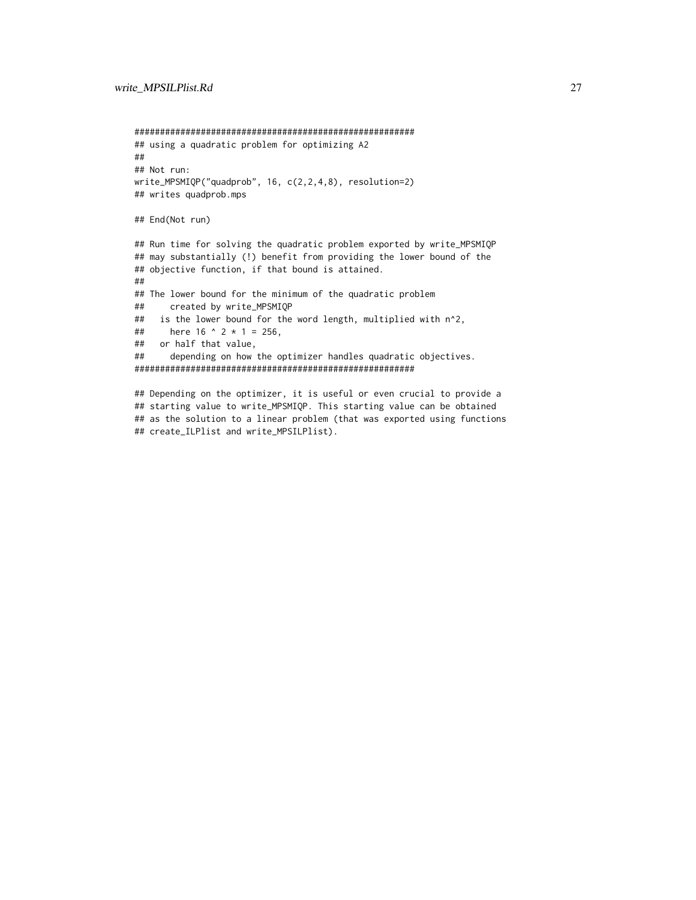```
########################################################
## using a quadratic problem for optimizing A2
##
## Not run:
write_MPSMIQP("quadprob", 16, c(2,2,4,8), resolution=2)
## writes quadprob.mps

## End(Not run)

## Run time for solving the quadratic problem exported by write_MPSMIQP
## may substantially (!) benefit from providing the lower bound of the
## objective function, if that bound is attained.
##
## The lower bound for the minimum of the quadratic problem
##     created by write_MPSMIQP
##   is the lower bound for the word length, multiplied with n^2,
##     here 16 ^ 2 * 1 = 256,
##   or half that value,
##     depending on how the optimizer handles quadratic objectives.
########################################################

## Depending on the optimizer, it is useful or even crucial to provide a
## starting value to write_MPSMIQP. This starting value can be obtained
## as the solution to a linear problem (that was exported using functions
## create_ILPlist and write_MPSILPlist).
```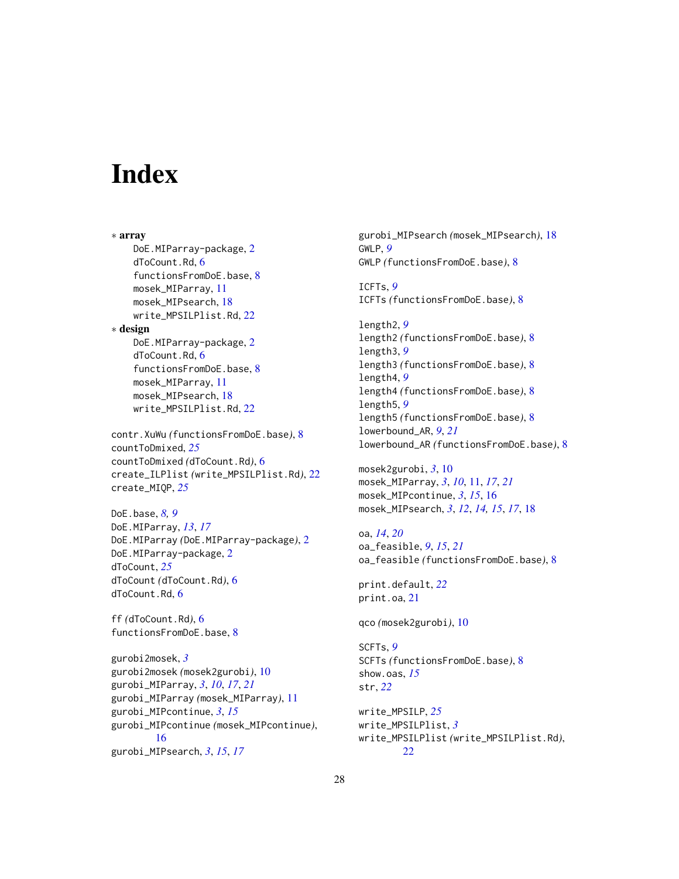# Index

∗ **array**

DoE.MIParray-package, 2
dToCount.Rd, 6
functionsFromDoE.base, 8
mosek_MIParray, 11
mosek_MIPsearch, 18
write_MPSILPlist.Rd, 22

∗ **design**

DoE.MIParray-package, 2
dToCount.Rd, 6
functionsFromDoE.base, 8
mosek_MIParray, 11
mosek_MIPsearch, 18
write_MPSILPlist.Rd, 22

contr.XuWu *(*functionsFromDoE.base*)*, 8
countToDmixed, *25*
countToDmixed *(*dToCount.Rd*)*, 6
create_ILPlist *(*write_MPSILPlist.Rd*)*, 22
create_MIQP, *25*

DoE.base, *8, 9*
DoE.MIParray, *13*, *17*
DoE.MIParray *(*DoE.MIParray-package*)*, 2
DoE.MIParray-package, 2
dToCount, *25*
dToCount *(*dToCount.Rd*)*, 6
dToCount.Rd, 6

ff *(*dToCount.Rd*)*, 6
functionsFromDoE.base, 8

gurobi2mosek, *3*
gurobi2mosek *(*mosek2gurobi*)*, 10
gurobi_MIParray, *3*, *10*, *17*, *21*
gurobi_MIParray *(*mosek_MIParray*)*, 11
gurobi_MIPcontinue, *3*, *15*
gurobi_MIPcontinue *(*mosek_MIPcontinue*)*, 16
gurobi_MIPsearch, *3*, *15*, *17*
gurobi_MIPsearch *(*mosek_MIPsearch*)*, 18
GWLP, *9*
GWLP *(*functionsFromDoE.base*)*, 8

ICFTs, *9*
ICFTs *(*functionsFromDoE.base*)*, 8

length2, *9*
length2 *(*functionsFromDoE.base*)*, 8
length3, *9*
length3 *(*functionsFromDoE.base*)*, 8
length4, *9*
length4 *(*functionsFromDoE.base*)*, 8
length5, *9*
length5 *(*functionsFromDoE.base*)*, 8
lowerbound_AR, *9*, *21*
lowerbound_AR *(*functionsFromDoE.base*)*, 8

mosek2gurobi, *3*, 10
mosek_MIParray, *3*, *10*, 11, *17*, *21*
mosek_MIPcontinue, *3*, *15*, 16
mosek_MIPsearch, *3*, *12*, *14, 15*, *17*, 18

oa, *14*, *20*
oa_feasible, *9*, *15*, *21*
oa_feasible *(*functionsFromDoE.base*)*, 8

print.default, *22*
print.oa, 21

qco *(*mosek2gurobi*)*, 10

SCFTs, *9*
SCFTs *(*functionsFromDoE.base*)*, 8
show.oas, *15*
str, *22*

write_MPSILP, *25*
write_MPSILPlist, *3*
write_MPSILPlist *(*write_MPSILPlist.Rd*)*, 22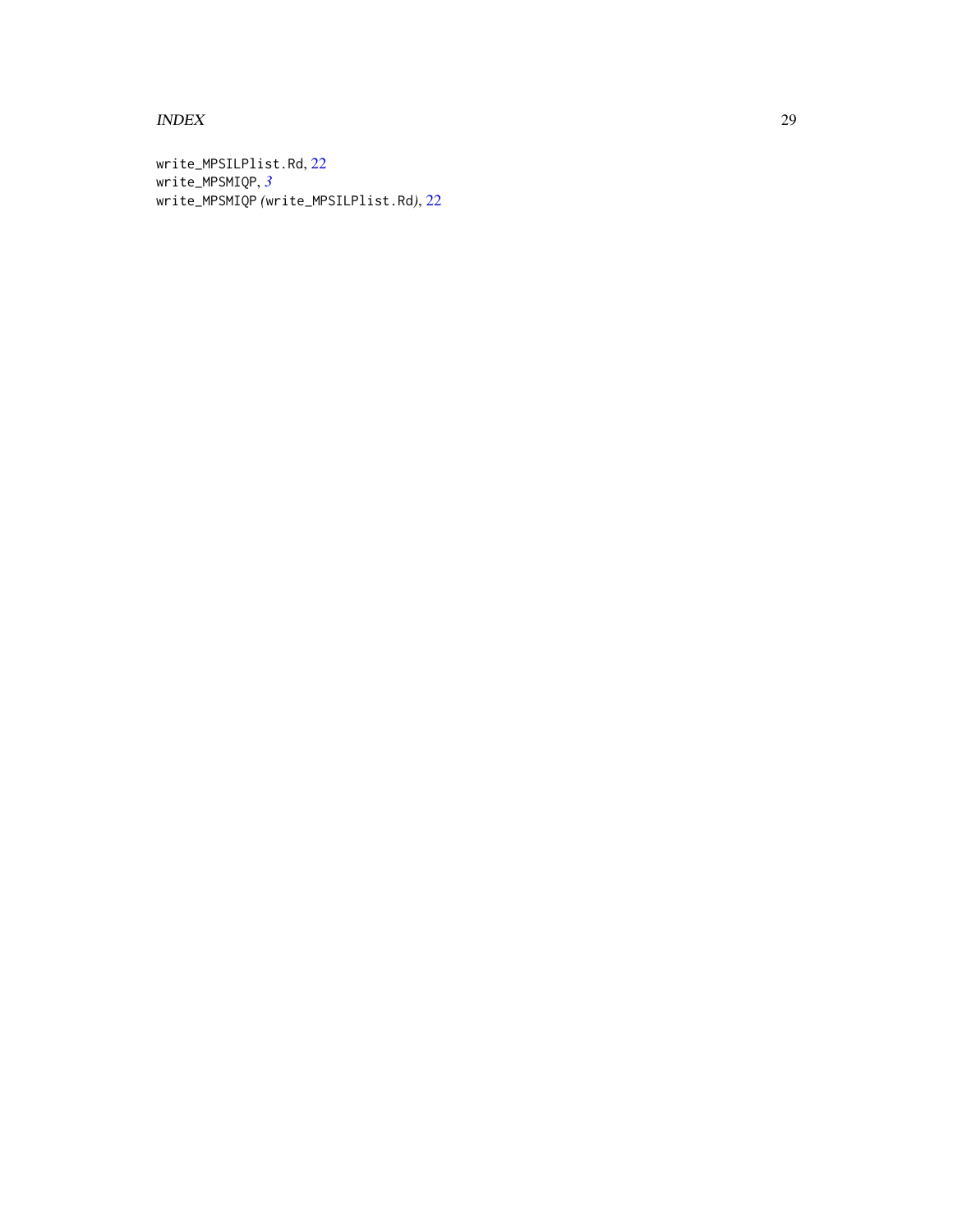write_MPSILPlist.Rd, 22
write_MPSMIQP, *3*
write_MPSMIQP *(*write_MPSILPlist.Rd*)*, 22